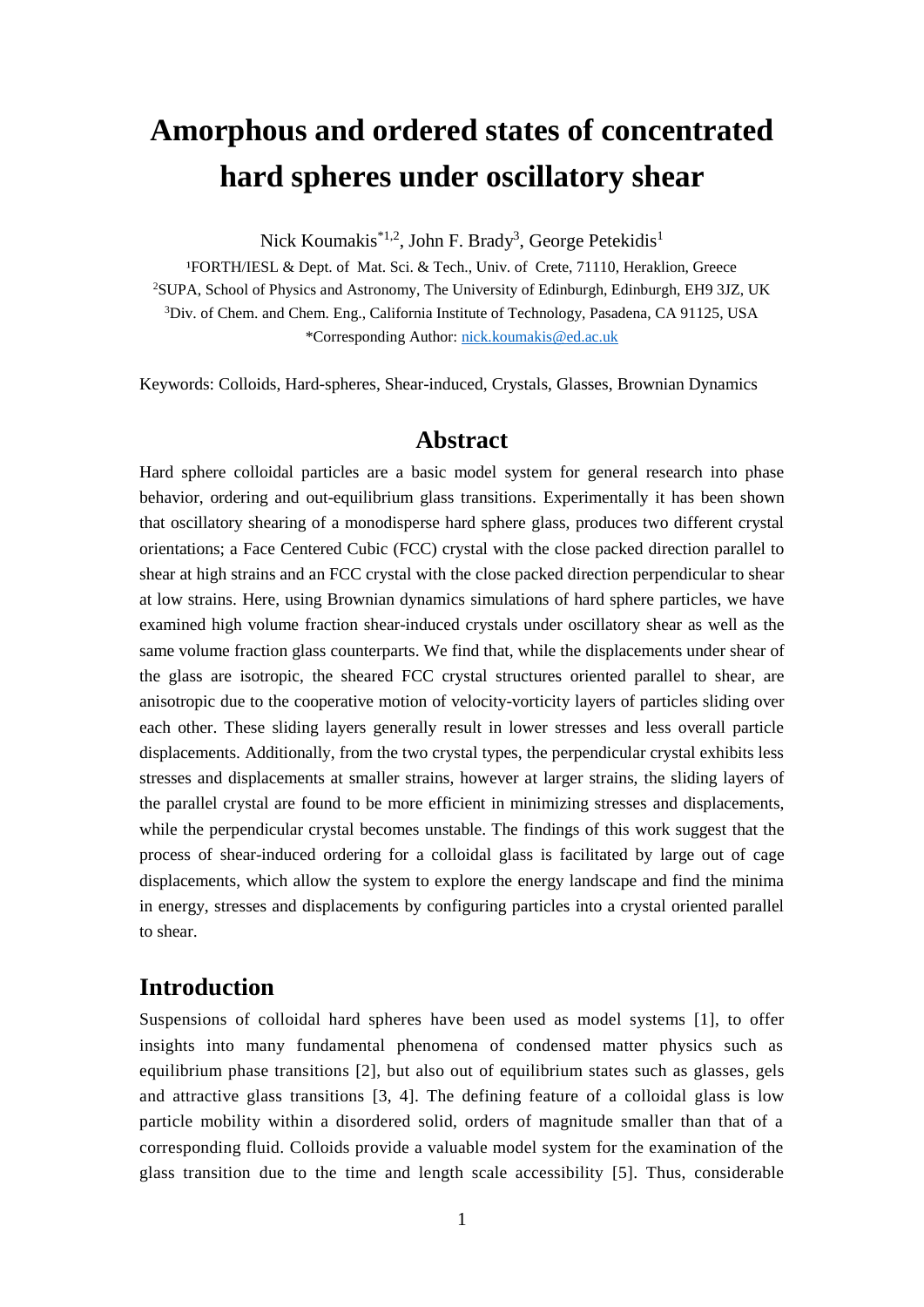# Amorphous and ordered states of concentrated hard spheres under oscillatory shear

Nick Koumakis[*1,2], John F. Brady[3], George Petekidis[1]

[1]FORTH/IESL & Dept. of Mat. Sci. & Tech., Univ. of Crete, 71110, Heraklion, Greece

[2]SUPA, School of Physics and Astronomy, The University of Edinburgh, Edinburgh, EH9 3JZ, UK

[3]Div. of Chem. and Chem. Eng., California Institute of Technology, Pasadena, CA 91125, USA

*Corresponding Author: nick.koumakis@ed.ac.uk

Keywords: Colloids, Hard-spheres, Shear-induced, Crystals, Glasses, Brownian Dynamics

## Abstract

Hard sphere colloidal particles are a basic model system for general research into phase behavior, ordering and out-equilibrium glass transitions. Experimentally it has been shown that oscillatory shearing of a monodisperse hard sphere glass, produces two different crystal orientations; a Face Centered Cubic (FCC) crystal with the close packed direction parallel to shear at high strains and an FCC crystal with the close packed direction perpendicular to shear at low strains. Here, using Brownian dynamics simulations of hard sphere particles, we have examined high volume fraction shear-induced crystals under oscillatory shear as well as the same volume fraction glass counterparts. We find that, while the displacements under shear of the glass are isotropic, the sheared FCC crystal structures oriented parallel to shear, are anisotropic due to the cooperative motion of velocity-vorticity layers of particles sliding over each other. These sliding layers generally result in lower stresses and less overall particle displacements. Additionally, from the two crystal types, the perpendicular crystal exhibits less stresses and displacements at smaller strains, however at larger strains, the sliding layers of the parallel crystal are found to be more efficient in minimizing stresses and displacements, while the perpendicular crystal becomes unstable. The findings of this work suggest that the process of shear-induced ordering for a colloidal glass is facilitated by large out of cage displacements, which allow the system to explore the energy landscape and find the minima in energy, stresses and displacements by configuring particles into a crystal oriented parallel to shear.

## Introduction

Suspensions of colloidal hard spheres have been used as model systems [1], to offer insights into many fundamental phenomena of condensed matter physics such as equilibrium phase transitions [2], but also out of equilibrium states such as glasses, gels and attractive glass transitions [3, 4]. The defining feature of a colloidal glass is low particle mobility within a disordered solid, orders of magnitude smaller than that of a corresponding fluid. Colloids provide a valuable model system for the examination of the glass transition due to the time and length scale accessibility [5]. Thus, considerable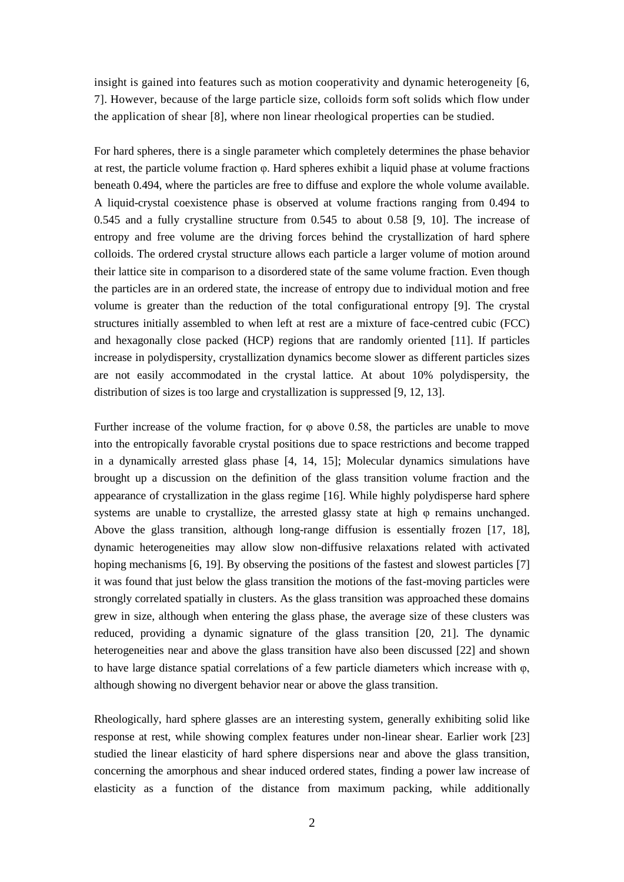insight is gained into features such as motion cooperativity and dynamic heterogeneity [6, 7]. However, because of the large particle size, colloids form soft solids which flow under the application of shear [8], where non linear rheological properties can be studied.

For hard spheres, there is a single parameter which completely determines the phase behavior at rest, the particle volume fraction φ. Hard spheres exhibit a liquid phase at volume fractions beneath 0.494, where the particles are free to diffuse and explore the whole volume available. A liquid-crystal coexistence phase is observed at volume fractions ranging from 0.494 to 0.545 and a fully crystalline structure from 0.545 to about 0.58 [9, 10]. The increase of entropy and free volume are the driving forces behind the crystallization of hard sphere colloids. The ordered crystal structure allows each particle a larger volume of motion around their lattice site in comparison to a disordered state of the same volume fraction. Even though the particles are in an ordered state, the increase of entropy due to individual motion and free volume is greater than the reduction of the total configurational entropy [9]. The crystal structures initially assembled to when left at rest are a mixture of face-centred cubic (FCC) and hexagonally close packed (HCP) regions that are randomly oriented [11]. If particles increase in polydispersity, crystallization dynamics become slower as different particles sizes are not easily accommodated in the crystal lattice. At about 10% polydispersity, the distribution of sizes is too large and crystallization is suppressed [9, 12, 13].

Further increase of the volume fraction, for φ above 0.58, the particles are unable to move into the entropically favorable crystal positions due to space restrictions and become trapped in a dynamically arrested glass phase [4, 14, 15]; Molecular dynamics simulations have brought up a discussion on the definition of the glass transition volume fraction and the appearance of crystallization in the glass regime [16]. While highly polydisperse hard sphere systems are unable to crystallize, the arrested glassy state at high φ remains unchanged. Above the glass transition, although long-range diffusion is essentially frozen [17, 18], dynamic heterogeneities may allow slow non-diffusive relaxations related with activated hoping mechanisms [6, 19]. By observing the positions of the fastest and slowest particles [7] it was found that just below the glass transition the motions of the fast-moving particles were strongly correlated spatially in clusters. As the glass transition was approached these domains grew in size, although when entering the glass phase, the average size of these clusters was reduced, providing a dynamic signature of the glass transition [20, 21]. The dynamic heterogeneities near and above the glass transition have also been discussed [22] and shown to have large distance spatial correlations of a few particle diameters which increase with φ, although showing no divergent behavior near or above the glass transition.

Rheologically, hard sphere glasses are an interesting system, generally exhibiting solid like response at rest, while showing complex features under non-linear shear. Earlier work [23] studied the linear elasticity of hard sphere dispersions near and above the glass transition, concerning the amorphous and shear induced ordered states, finding a power law increase of elasticity as a function of the distance from maximum packing, while additionally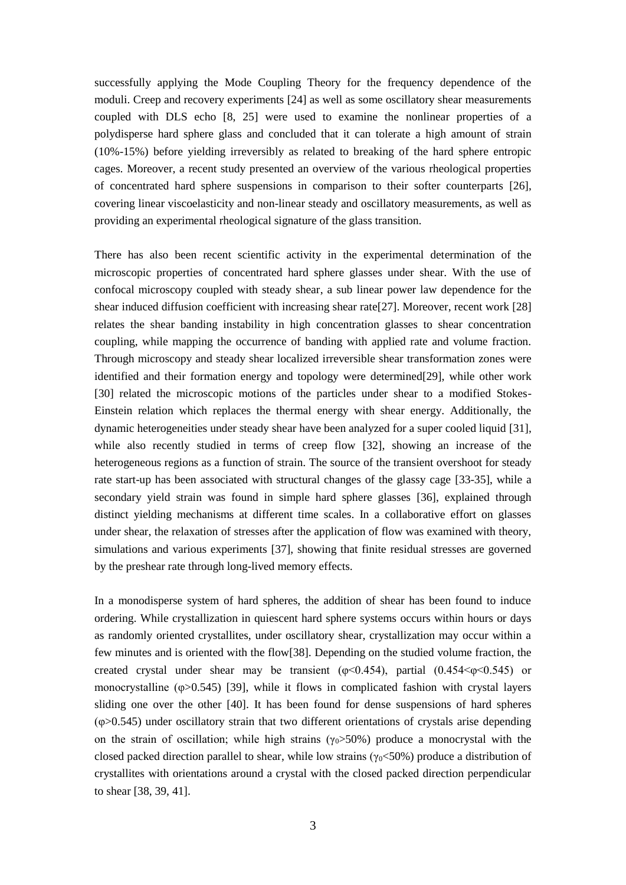successfully applying the Mode Coupling Theory for the frequency dependence of the moduli. Creep and recovery experiments [24] as well as some oscillatory shear measurements coupled with DLS echo [8, 25] were used to examine the nonlinear properties of a polydisperse hard sphere glass and concluded that it can tolerate a high amount of strain (10%-15%) before yielding irreversibly as related to breaking of the hard sphere entropic cages. Moreover, a recent study presented an overview of the various rheological properties of concentrated hard sphere suspensions in comparison to their softer counterparts [26], covering linear viscoelasticity and non-linear steady and oscillatory measurements, as well as providing an experimental rheological signature of the glass transition.

There has also been recent scientific activity in the experimental determination of the microscopic properties of concentrated hard sphere glasses under shear. With the use of confocal microscopy coupled with steady shear, a sub linear power law dependence for the shear induced diffusion coefficient with increasing shear rate[27]. Moreover, recent work [28] relates the shear banding instability in high concentration glasses to shear concentration coupling, while mapping the occurrence of banding with applied rate and volume fraction. Through microscopy and steady shear localized irreversible shear transformation zones were identified and their formation energy and topology were determined[29], while other work [30] related the microscopic motions of the particles under shear to a modified Stokes-Einstein relation which replaces the thermal energy with shear energy. Additionally, the dynamic heterogeneities under steady shear have been analyzed for a super cooled liquid [31], while also recently studied in terms of creep flow [32], showing an increase of the heterogeneous regions as a function of strain. The source of the transient overshoot for steady rate start-up has been associated with structural changes of the glassy cage [33-35], while a secondary yield strain was found in simple hard sphere glasses [36], explained through distinct yielding mechanisms at different time scales. In a collaborative effort on glasses under shear, the relaxation of stresses after the application of flow was examined with theory, simulations and various experiments [37], showing that finite residual stresses are governed by the preshear rate through long-lived memory effects.

In a monodisperse system of hard spheres, the addition of shear has been found to induce ordering. While crystallization in quiescent hard sphere systems occurs within hours or days as randomly oriented crystallites, under oscillatory shear, crystallization may occur within a few minutes and is oriented with the flow[38]. Depending on the studied volume fraction, the created crystal under shear may be transient ($\varphi<0.454$), partial ($0.454<\varphi<0.545$) or monocrystalline ($\varphi>0.545$) [39], while it flows in complicated fashion with crystal layers sliding one over the other [40]. It has been found for dense suspensions of hard spheres ($\varphi>0.545$) under oscillatory strain that two different orientations of crystals arise depending on the strain of oscillation; while high strains ($\gamma_0>50\%$) produce a monocrystal with the closed packed direction parallel to shear, while low strains ($\gamma_0<50\%$) produce a distribution of crystallites with orientations around a crystal with the closed packed direction perpendicular to shear [38, 39, 41].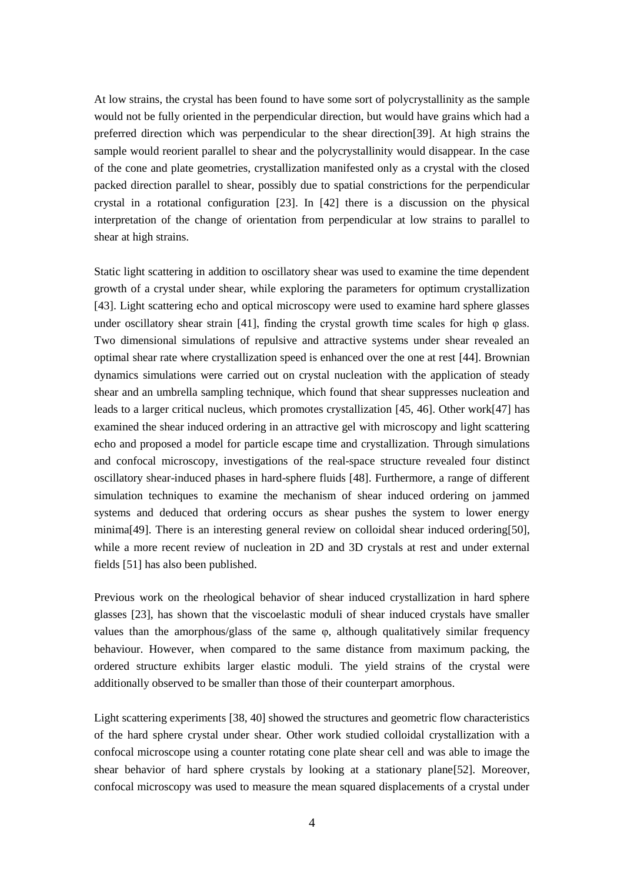At low strains, the crystal has been found to have some sort of polycrystallinity as the sample would not be fully oriented in the perpendicular direction, but would have grains which had a preferred direction which was perpendicular to the shear direction[39]. At high strains the sample would reorient parallel to shear and the polycrystallinity would disappear. In the case of the cone and plate geometries, crystallization manifested only as a crystal with the closed packed direction parallel to shear, possibly due to spatial constrictions for the perpendicular crystal in a rotational configuration [23]. In [42] there is a discussion on the physical interpretation of the change of orientation from perpendicular at low strains to parallel to shear at high strains.

Static light scattering in addition to oscillatory shear was used to examine the time dependent growth of a crystal under shear, while exploring the parameters for optimum crystallization [43]. Light scattering echo and optical microscopy were used to examine hard sphere glasses under oscillatory shear strain [41], finding the crystal growth time scales for high $\varphi$ glass. Two dimensional simulations of repulsive and attractive systems under shear revealed an optimal shear rate where crystallization speed is enhanced over the one at rest [44]. Brownian dynamics simulations were carried out on crystal nucleation with the application of steady shear and an umbrella sampling technique, which found that shear suppresses nucleation and leads to a larger critical nucleus, which promotes crystallization [45, 46]. Other work[47] has examined the shear induced ordering in an attractive gel with microscopy and light scattering echo and proposed a model for particle escape time and crystallization. Through simulations and confocal microscopy, investigations of the real-space structure revealed four distinct oscillatory shear-induced phases in hard-sphere fluids [48]. Furthermore, a range of different simulation techniques to examine the mechanism of shear induced ordering on jammed systems and deduced that ordering occurs as shear pushes the system to lower energy minima[49]. There is an interesting general review on colloidal shear induced ordering[50], while a more recent review of nucleation in 2D and 3D crystals at rest and under external fields [51] has also been published.

Previous work on the rheological behavior of shear induced crystallization in hard sphere glasses [23], has shown that the viscoelastic moduli of shear induced crystals have smaller values than the amorphous/glass of the same $\varphi$, although qualitatively similar frequency behaviour. However, when compared to the same distance from maximum packing, the ordered structure exhibits larger elastic moduli. The yield strains of the crystal were additionally observed to be smaller than those of their counterpart amorphous.

Light scattering experiments [38, 40] showed the structures and geometric flow characteristics of the hard sphere crystal under shear. Other work studied colloidal crystallization with a confocal microscope using a counter rotating cone plate shear cell and was able to image the shear behavior of hard sphere crystals by looking at a stationary plane[52]. Moreover, confocal microscopy was used to measure the mean squared displacements of a crystal under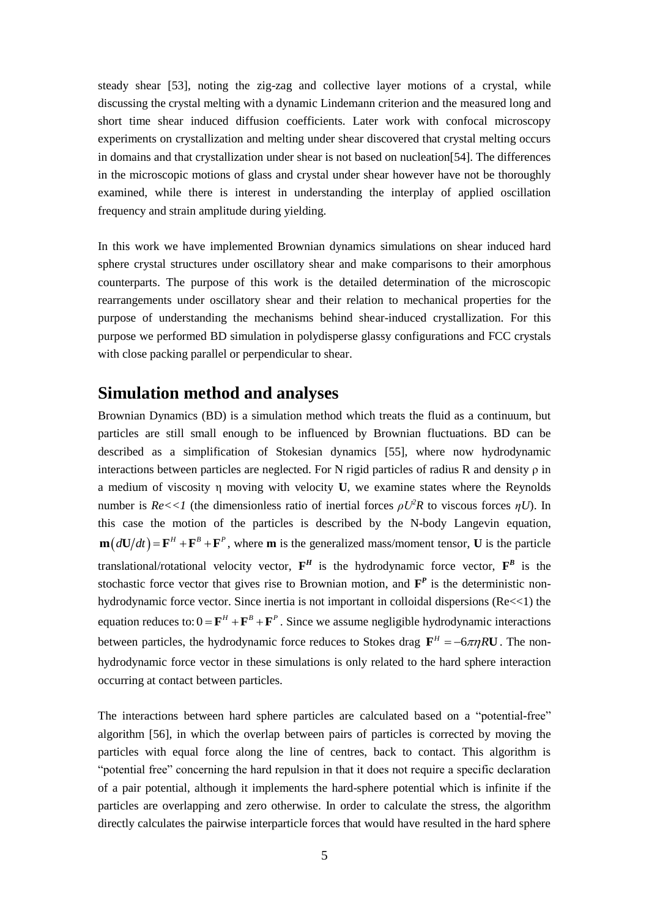steady shear [53], noting the zig-zag and collective layer motions of a crystal, while discussing the crystal melting with a dynamic Lindemann criterion and the measured long and short time shear induced diffusion coefficients. Later work with confocal microscopy experiments on crystallization and melting under shear discovered that crystal melting occurs in domains and that crystallization under shear is not based on nucleation[54]. The differences in the microscopic motions of glass and crystal under shear however have not be thoroughly examined, while there is interest in understanding the interplay of applied oscillation frequency and strain amplitude during yielding.

In this work we have implemented Brownian dynamics simulations on shear induced hard sphere crystal structures under oscillatory shear and make comparisons to their amorphous counterparts. The purpose of this work is the detailed determination of the microscopic rearrangements under oscillatory shear and their relation to mechanical properties for the purpose of understanding the mechanisms behind shear-induced crystallization. For this purpose we performed BD simulation in polydisperse glassy configurations and FCC crystals with close packing parallel or perpendicular to shear.

## Simulation method and analyses

Brownian Dynamics (BD) is a simulation method which treats the fluid as a continuum, but particles are still small enough to be influenced by Brownian fluctuations. BD can be described as a simplification of Stokesian dynamics [55], where now hydrodynamic interactions between particles are neglected. For N rigid particles of radius R and density ρ in a medium of viscosity η moving with velocity **U**, we examine states where the Reynolds number is $Re<<1$ (the dimensionless ratio of inertial forces $\rho U^2 R$ to viscous forces $\eta U$). In this case the motion of the particles is described by the N-body Langevin equation, $\mathbf{m}(d\mathbf{U}/dt) = \mathbf{F}^H + \mathbf{F}^B + \mathbf{F}^P$, where **m** is the generalized mass/moment tensor, **U** is the particle translational/rotational velocity vector, $\mathbf{F}^H$ is the hydrodynamic force vector, $\mathbf{F}^B$ is the stochastic force vector that gives rise to Brownian motion, and $\mathbf{F}^P$ is the deterministic non-hydrodynamic force vector. Since inertia is not important in colloidal dispersions (Re<<1) the equation reduces to: $0 = \mathbf{F}^H + \mathbf{F}^B + \mathbf{F}^P$. Since we assume negligible hydrodynamic interactions between particles, the hydrodynamic force reduces to Stokes drag $\mathbf{F}^H = -6\pi\eta R\mathbf{U}$. The non-hydrodynamic force vector in these simulations is only related to the hard sphere interaction occurring at contact between particles.

The interactions between hard sphere particles are calculated based on a "potential-free" algorithm [56], in which the overlap between pairs of particles is corrected by moving the particles with equal force along the line of centres, back to contact. This algorithm is "potential free" concerning the hard repulsion in that it does not require a specific declaration of a pair potential, although it implements the hard-sphere potential which is infinite if the particles are overlapping and zero otherwise. In order to calculate the stress, the algorithm directly calculates the pairwise interparticle forces that would have resulted in the hard sphere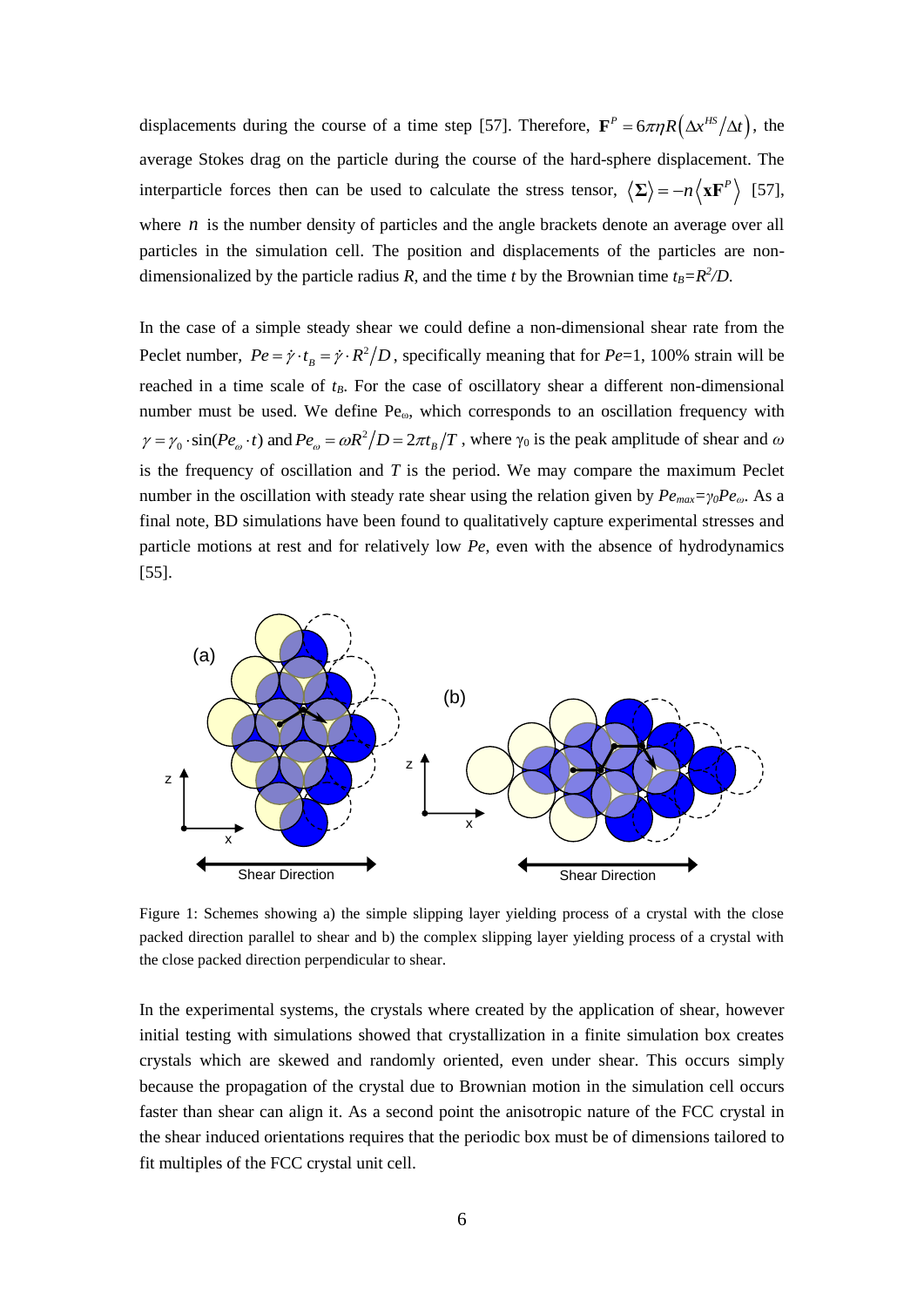displacements during the course of a time step [57]. Therefore, $\mathbf{F}^P = 6\pi\eta R\left(\Delta x^{HS}/\Delta t\right)$, the average Stokes drag on the particle during the course of the hard-sphere displacement. The interparticle forces then can be used to calculate the stress tensor, $\langle \mathbf{\Sigma} \rangle = -n\langle \mathbf{x}\mathbf{F}^P \rangle$ [57], where $n$ is the number density of particles and the angle brackets denote an average over all particles in the simulation cell. The position and displacements of the particles are non-dimensionalized by the particle radius $R$, and the time $t$ by the Brownian time $t_B=R^2/D$.

In the case of a simple steady shear we could define a non-dimensional shear rate from the Peclet number, $Pe = \dot{\gamma} \cdot t_B = \dot{\gamma} \cdot R^2/D$, specifically meaning that for $Pe$=1, 100% strain will be reached in a time scale of $t_B$. For the case of oscillatory shear a different non-dimensional number must be used. We define $Pe_\omega$, which corresponds to an oscillation frequency with $\gamma = \gamma_0 \cdot \sin(Pe_\omega \cdot t)$ and $Pe_\omega = \omega R^2/D = 2\pi t_B/T$, where $\gamma_0$ is the peak amplitude of shear and $\omega$ is the frequency of oscillation and $T$ is the period. We may compare the maximum Peclet number in the oscillation with steady rate shear using the relation given by $Pe_{max}=\gamma_0 Pe_\omega$. As a final note, BD simulations have been found to qualitatively capture experimental stresses and particle motions at rest and for relatively low $Pe$, even with the absence of hydrodynamics [55].

Figure 1: Schemes showing a) the simple slipping layer yielding process of a crystal with the close packed direction parallel to shear and b) the complex slipping layer yielding process of a crystal with the close packed direction perpendicular to shear.

In the experimental systems, the crystals where created by the application of shear, however initial testing with simulations showed that crystallization in a finite simulation box creates crystals which are skewed and randomly oriented, even under shear. This occurs simply because the propagation of the crystal due to Brownian motion in the simulation cell occurs faster than shear can align it. As a second point the anisotropic nature of the FCC crystal in the shear induced orientations requires that the periodic box must be of dimensions tailored to fit multiples of the FCC crystal unit cell.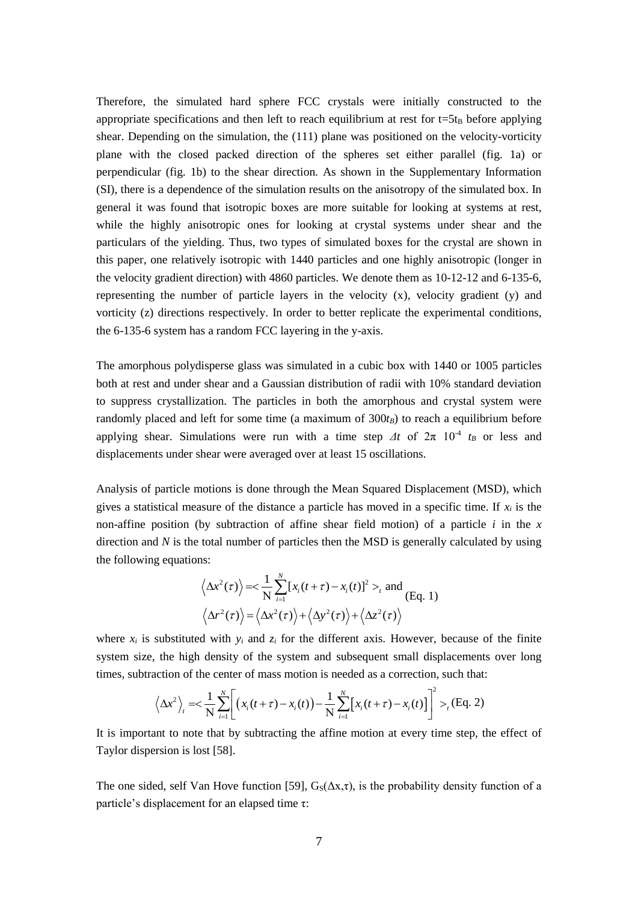Therefore, the simulated hard sphere FCC crystals were initially constructed to the appropriate specifications and then left to reach equilibrium at rest for $t=5t_B$ before applying shear. Depending on the simulation, the (111) plane was positioned on the velocity-vorticity plane with the closed packed direction of the spheres set either parallel (fig. 1a) or perpendicular (fig. 1b) to the shear direction. As shown in the Supplementary Information (SI), there is a dependence of the simulation results on the anisotropy of the simulated box. In general it was found that isotropic boxes are more suitable for looking at systems at rest, while the highly anisotropic ones for looking at crystal systems under shear and the particulars of the yielding. Thus, two types of simulated boxes for the crystal are shown in this paper, one relatively isotropic with 1440 particles and one highly anisotropic (longer in the velocity gradient direction) with 4860 particles. We denote them as 10-12-12 and 6-135-6, representing the number of particle layers in the velocity (x), velocity gradient (y) and vorticity (z) directions respectively. In order to better replicate the experimental conditions, the 6-135-6 system has a random FCC layering in the y-axis.

The amorphous polydisperse glass was simulated in a cubic box with 1440 or 1005 particles both at rest and under shear and a Gaussian distribution of radii with 10% standard deviation to suppress crystallization. The particles in both the amorphous and crystal system were randomly placed and left for some time (a maximum of $300t_B$) to reach a equilibrium before applying shear. Simulations were run with a time step $\Delta t$ of $2\pi\ 10^{-4}\ t_B$ or less and displacements under shear were averaged over at least 15 oscillations.

Analysis of particle motions is done through the Mean Squared Displacement (MSD), which gives a statistical measure of the distance a particle has moved in a specific time. If $x_i$ is the non-affine position (by subtraction of affine shear field motion) of a particle $i$ in the $x$ direction and $N$ is the total number of particles then the MSD is generally calculated by using the following equations:

$$\left\langle \Delta x^2(\tau) \right\rangle = \left\langle \frac{1}{N}\sum_{i=1}^{N}[x_i(t+\tau)-x_i(t)]^2 \right\rangle_t \text{ and}$$
$$\left\langle \Delta r^2(\tau) \right\rangle = \left\langle \Delta x^2(\tau) \right\rangle + \left\langle \Delta y^2(\tau) \right\rangle + \left\langle \Delta z^2(\tau) \right\rangle \quad \text{(Eq. 1)}$$

where $x_i$ is substituted with $y_i$ and $z_i$ for the different axis. However, because of the finite system size, the high density of the system and subsequent small displacements over long times, subtraction of the center of mass motion is needed as a correction, such that:

$$\left\langle \Delta x^2 \right\rangle_t = \left\langle \frac{1}{N}\sum_{i=1}^{N}\left[\left(x_i(t+\tau)-x_i(t)\right)-\frac{1}{N}\sum_{i=1}^{N}\left[x_i(t+\tau)-x_i(t)\right]\right]^2 \right\rangle_t \text{(Eq. 2)}$$

It is important to note that by subtracting the affine motion at every time step, the effect of Taylor dispersion is lost [58].

The one sided, self Van Hove function [59], $G_S(\Delta x,\tau)$, is the probability density function of a particle's displacement for an elapsed time $\tau$: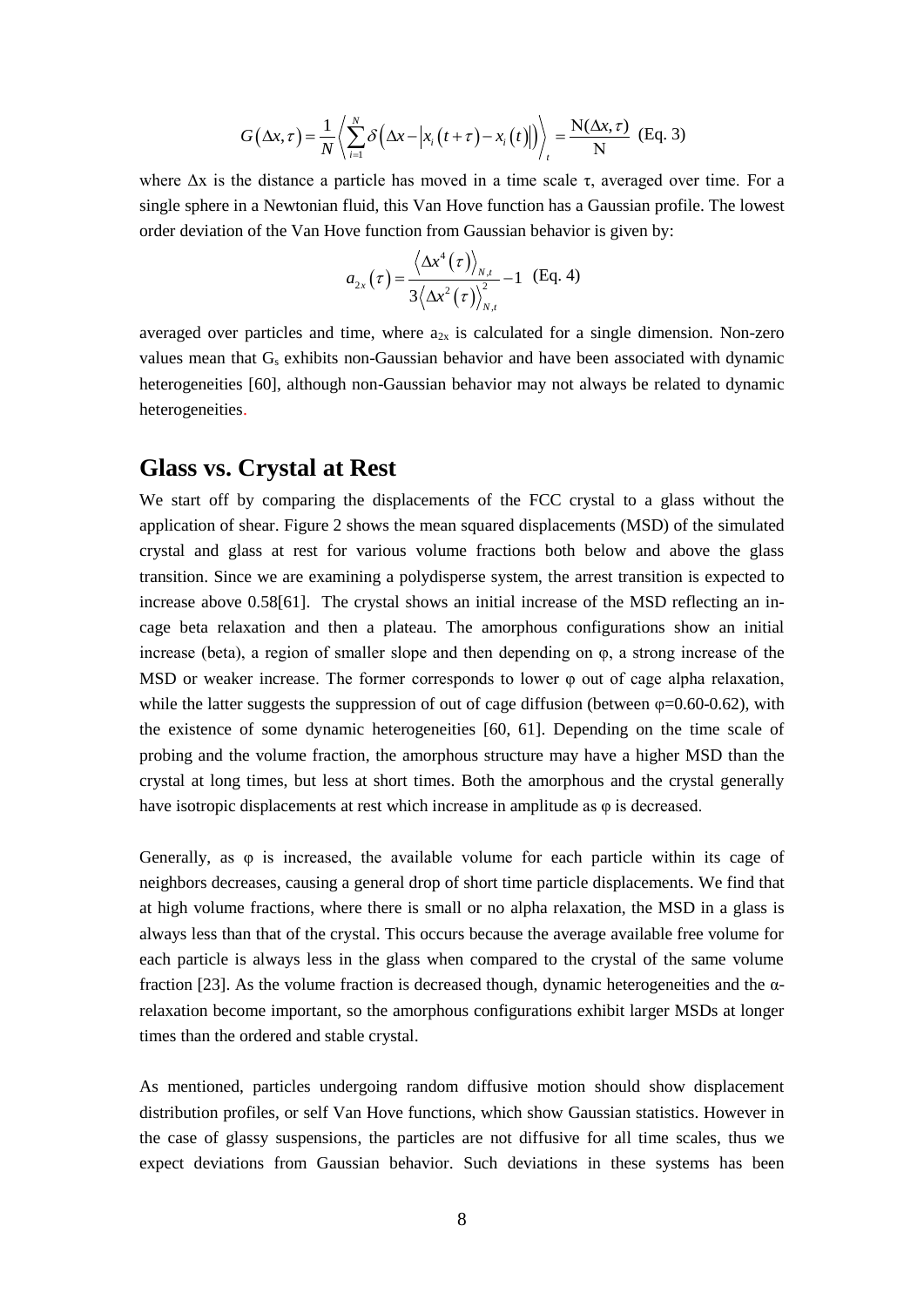$$G(\Delta x,\tau)=\frac{1}{N}\left\langle \sum_{i=1}^{N}\delta\left(\Delta x-\left|x_i\left(t+\tau\right)-x_i\left(t\right)\right|\right)\right\rangle_t=\frac{\mathrm{N}(\Delta x,\tau)}{\mathrm{N}} \quad \text{(Eq. 3)}$$

where Δx is the distance a particle has moved in a time scale τ, averaged over time. For a single sphere in a Newtonian fluid, this Van Hove function has a Gaussian profile. The lowest order deviation of the Van Hove function from Gaussian behavior is given by:

$$a_{2x}\left(\tau\right)=\frac{\left\langle \Delta x^4\left(\tau\right)\right\rangle_{N,t}}{3\left\langle \Delta x^2\left(\tau\right)\right\rangle_{N,t}^2}-1 \quad \text{(Eq. 4)}$$

averaged over particles and time, where $a_{2x}$ is calculated for a single dimension. Non-zero values mean that $G_s$ exhibits non-Gaussian behavior and have been associated with dynamic heterogeneities [60], although non-Gaussian behavior may not always be related to dynamic heterogeneities.

## Glass vs. Crystal at Rest

We start off by comparing the displacements of the FCC crystal to a glass without the application of shear. Figure 2 shows the mean squared displacements (MSD) of the simulated crystal and glass at rest for various volume fractions both below and above the glass transition. Since we are examining a polydisperse system, the arrest transition is expected to increase above 0.58[61]. The crystal shows an initial increase of the MSD reflecting an in-cage beta relaxation and then a plateau. The amorphous configurations show an initial increase (beta), a region of smaller slope and then depending on φ, a strong increase of the MSD or weaker increase. The former corresponds to lower φ out of cage alpha relaxation, while the latter suggests the suppression of out of cage diffusion (between φ=0.60-0.62), with the existence of some dynamic heterogeneities [60, 61]. Depending on the time scale of probing and the volume fraction, the amorphous structure may have a higher MSD than the crystal at long times, but less at short times. Both the amorphous and the crystal generally have isotropic displacements at rest which increase in amplitude as φ is decreased.

Generally, as φ is increased, the available volume for each particle within its cage of neighbors decreases, causing a general drop of short time particle displacements. We find that at high volume fractions, where there is small or no alpha relaxation, the MSD in a glass is always less than that of the crystal. This occurs because the average available free volume for each particle is always less in the glass when compared to the crystal of the same volume fraction [23]. As the volume fraction is decreased though, dynamic heterogeneities and the α-relaxation become important, so the amorphous configurations exhibit larger MSDs at longer times than the ordered and stable crystal.

As mentioned, particles undergoing random diffusive motion should show displacement distribution profiles, or self Van Hove functions, which show Gaussian statistics. However in the case of glassy suspensions, the particles are not diffusive for all time scales, thus we expect deviations from Gaussian behavior. Such deviations in these systems has been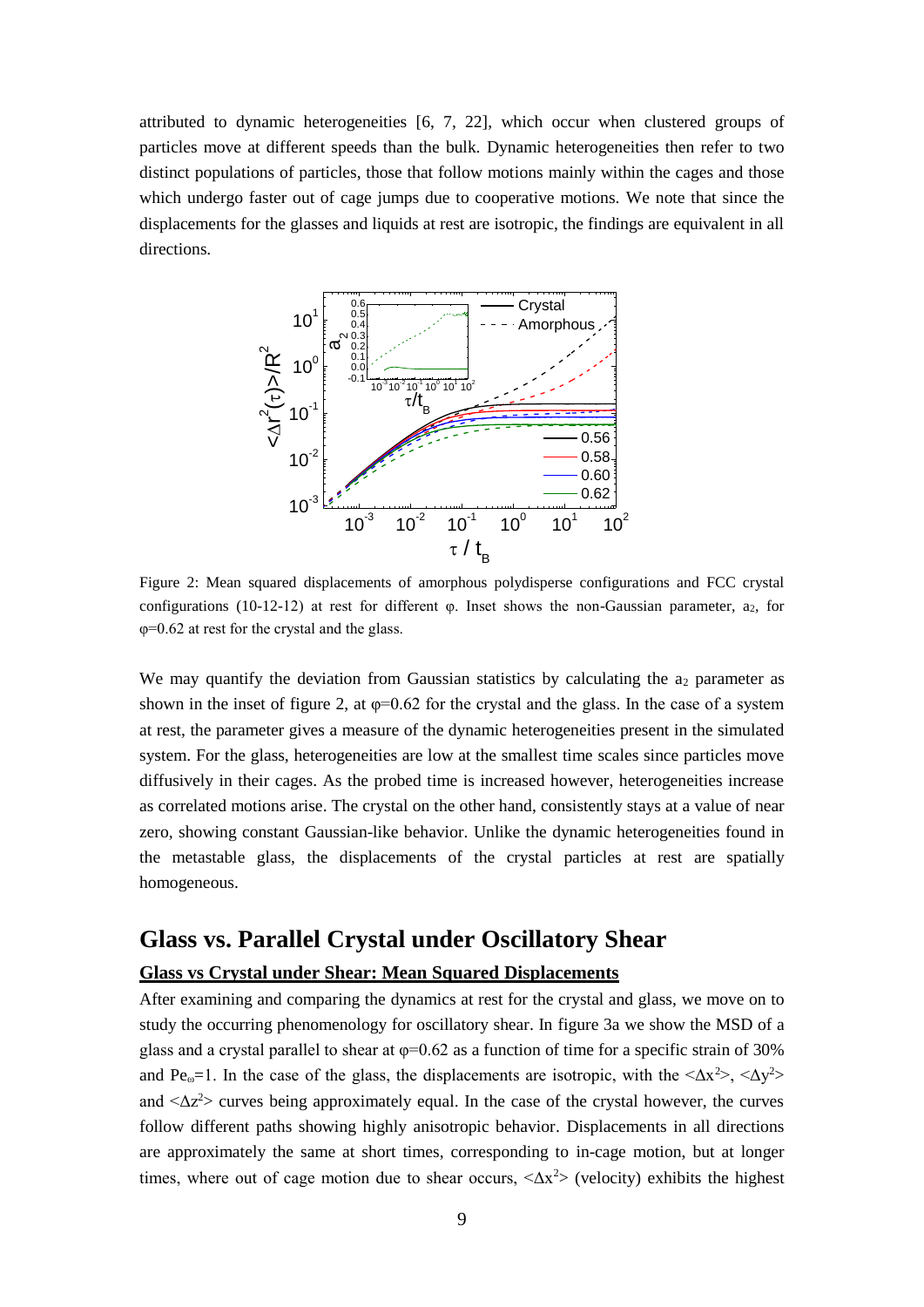attributed to dynamic heterogeneities [6, 7, 22], which occur when clustered groups of particles move at different speeds than the bulk. Dynamic heterogeneities then refer to two distinct populations of particles, those that follow motions mainly within the cages and those which undergo faster out of cage jumps due to cooperative motions. We note that since the displacements for the glasses and liquids at rest are isotropic, the findings are equivalent in all directions.

Figure 2: Mean squared displacements of amorphous polydisperse configurations and FCC crystal configurations (10-12-12) at rest for different φ. Inset shows the non-Gaussian parameter, $a_2$, for φ=0.62 at rest for the crystal and the glass.

We may quantify the deviation from Gaussian statistics by calculating the $a_2$ parameter as shown in the inset of figure 2, at φ=0.62 for the crystal and the glass. In the case of a system at rest, the parameter gives a measure of the dynamic heterogeneities present in the simulated system. For the glass, heterogeneities are low at the smallest time scales since particles move diffusively in their cages. As the probed time is increased however, heterogeneities increase as correlated motions arise. The crystal on the other hand, consistently stays at a value of near zero, showing constant Gaussian-like behavior. Unlike the dynamic heterogeneities found in the metastable glass, the displacements of the crystal particles at rest are spatially homogeneous.

## Glass vs. Parallel Crystal under Oscillatory Shear

### Glass vs Crystal under Shear: Mean Squared Displacements

After examining and comparing the dynamics at rest for the crystal and glass, we move on to study the occurring phenomenology for oscillatory shear. In figure 3a we show the MSD of a glass and a crystal parallel to shear at φ=0.62 as a function of time for a specific strain of 30% and $Pe_\omega$=1. In the case of the glass, the displacements are isotropic, with the $\langle\Delta x^2\rangle$, $\langle\Delta y^2\rangle$ and $\langle\Delta z^2\rangle$ curves being approximately equal. In the case of the crystal however, the curves follow different paths showing highly anisotropic behavior. Displacements in all directions are approximately the same at short times, corresponding to in-cage motion, but at longer times, where out of cage motion due to shear occurs, $\langle\Delta x^2\rangle$ (velocity) exhibits the highest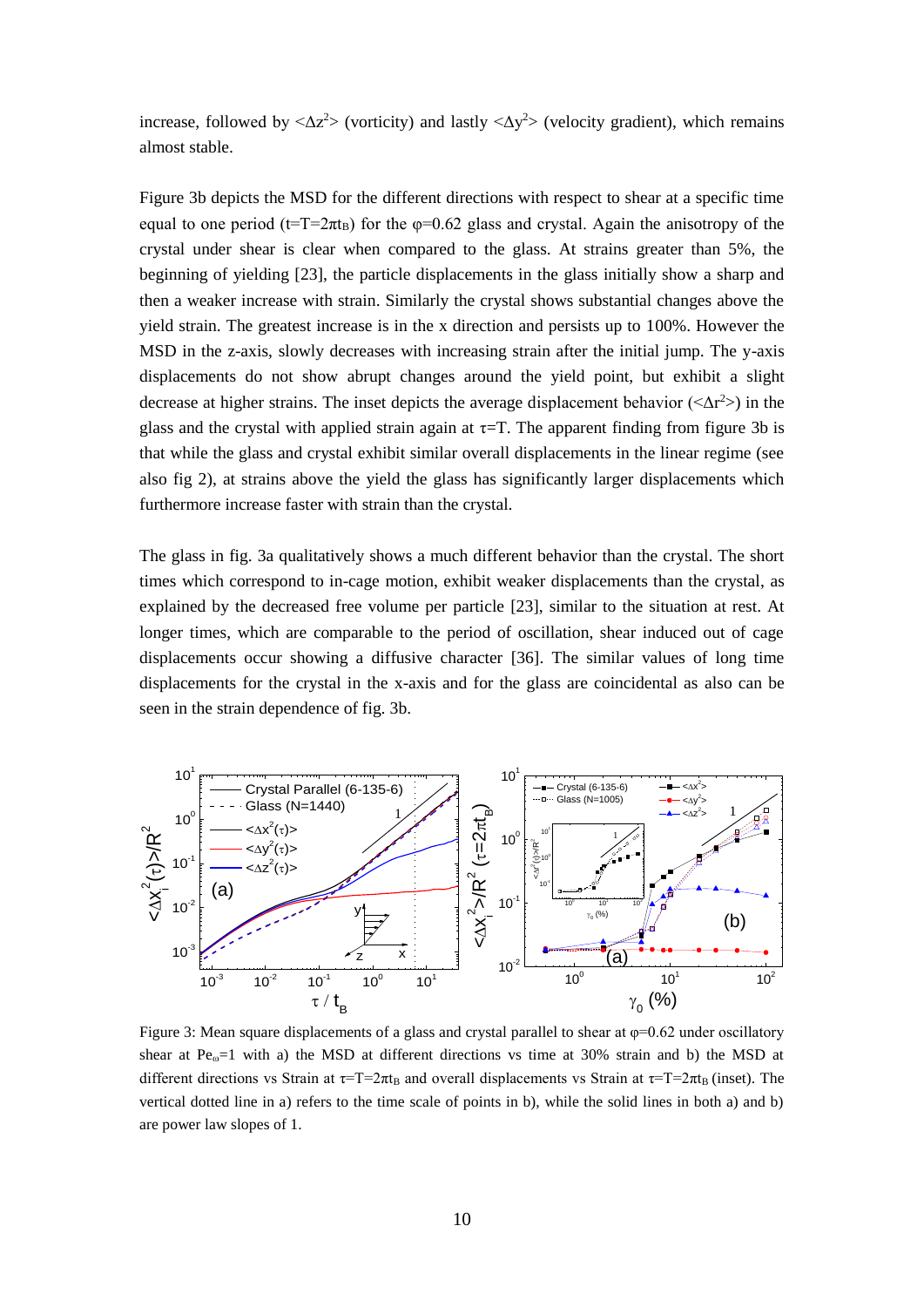increase, followed by $<\Delta z^2>$ (vorticity) and lastly $<\Delta y^2>$ (velocity gradient), which remains almost stable.

Figure 3b depicts the MSD for the different directions with respect to shear at a specific time equal to one period ($t=T=2\pi t_B$) for the $\varphi=0.62$ glass and crystal. Again the anisotropy of the crystal under shear is clear when compared to the glass. At strains greater than 5%, the beginning of yielding [23], the particle displacements in the glass initially show a sharp and then a weaker increase with strain. Similarly the crystal shows substantial changes above the yield strain. The greatest increase is in the x direction and persists up to 100%. However the MSD in the z-axis, slowly decreases with increasing strain after the initial jump. The y-axis displacements do not show abrupt changes around the yield point, but exhibit a slight decrease at higher strains. The inset depicts the average displacement behavior ($<\Delta r^2>$) in the glass and the crystal with applied strain again at $\tau=T$. The apparent finding from figure 3b is that while the glass and crystal exhibit similar overall displacements in the linear regime (see also fig 2), at strains above the yield the glass has significantly larger displacements which furthermore increase faster with strain than the crystal.

The glass in fig. 3a qualitatively shows a much different behavior than the crystal. The short times which correspond to in-cage motion, exhibit weaker displacements than the crystal, as explained by the decreased free volume per particle [23], similar to the situation at rest. At longer times, which are comparable to the period of oscillation, shear induced out of cage displacements occur showing a diffusive character [36]. The similar values of long time displacements for the crystal in the x-axis and for the glass are coincidental as also can be seen in the strain dependence of fig. 3b.

Figure 3: Mean square displacements of a glass and crystal parallel to shear at $\varphi=0.62$ under oscillatory shear at $Pe_{\omega}=1$ with a) the MSD at different directions vs time at 30% strain and b) the MSD at different directions vs Strain at $\tau=T=2\pi t_B$ and overall displacements vs Strain at $\tau=T=2\pi t_B$ (inset). The vertical dotted line in a) refers to the time scale of points in b), while the solid lines in both a) and b) are power law slopes of 1.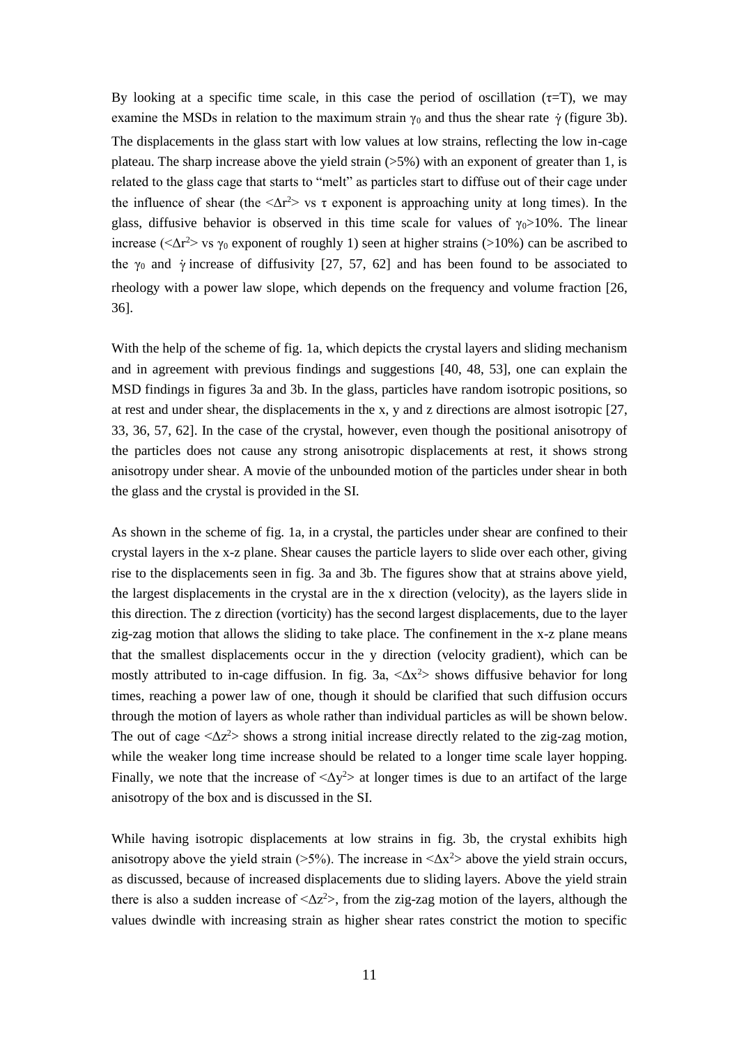By looking at a specific time scale, in this case the period of oscillation ($\tau$=T), we may examine the MSDs in relation to the maximum strain $\gamma_0$ and thus the shear rate $\dot{\gamma}$ (figure 3b). The displacements in the glass start with low values at low strains, reflecting the low in-cage plateau. The sharp increase above the yield strain (>5%) with an exponent of greater than 1, is related to the glass cage that starts to "melt" as particles start to diffuse out of their cage under the influence of shear (the $<\Delta r^2>$ vs $\tau$ exponent is approaching unity at long times). In the glass, diffusive behavior is observed in this time scale for values of $\gamma_0$>10%. The linear increase ($<\Delta r^2>$ vs $\gamma_0$ exponent of roughly 1) seen at higher strains (>10%) can be ascribed to the $\gamma_0$ and $\dot{\gamma}$ increase of diffusivity [27, 57, 62] and has been found to be associated to rheology with a power law slope, which depends on the frequency and volume fraction [26, 36].

With the help of the scheme of fig. 1a, which depicts the crystal layers and sliding mechanism and in agreement with previous findings and suggestions [40, 48, 53], one can explain the MSD findings in figures 3a and 3b. In the glass, particles have random isotropic positions, so at rest and under shear, the displacements in the x, y and z directions are almost isotropic [27, 33, 36, 57, 62]. In the case of the crystal, however, even though the positional anisotropy of the particles does not cause any strong anisotropic displacements at rest, it shows strong anisotropy under shear. A movie of the unbounded motion of the particles under shear in both the glass and the crystal is provided in the SI.

As shown in the scheme of fig. 1a, in a crystal, the particles under shear are confined to their crystal layers in the x-z plane. Shear causes the particle layers to slide over each other, giving rise to the displacements seen in fig. 3a and 3b. The figures show that at strains above yield, the largest displacements in the crystal are in the x direction (velocity), as the layers slide in this direction. The z direction (vorticity) has the second largest displacements, due to the layer zig-zag motion that allows the sliding to take place. The confinement in the x-z plane means that the smallest displacements occur in the y direction (velocity gradient), which can be mostly attributed to in-cage diffusion. In fig. 3a, $<\Delta x^2>$ shows diffusive behavior for long times, reaching a power law of one, though it should be clarified that such diffusion occurs through the motion of layers as whole rather than individual particles as will be shown below. The out of cage $<\Delta z^2>$ shows a strong initial increase directly related to the zig-zag motion, while the weaker long time increase should be related to a longer time scale layer hopping. Finally, we note that the increase of $<\Delta y^2>$ at longer times is due to an artifact of the large anisotropy of the box and is discussed in the SI.

While having isotropic displacements at low strains in fig. 3b, the crystal exhibits high anisotropy above the yield strain (>5%). The increase in $<\Delta x^2>$ above the yield strain occurs, as discussed, because of increased displacements due to sliding layers. Above the yield strain there is also a sudden increase of $<\Delta z^2>$, from the zig-zag motion of the layers, although the values dwindle with increasing strain as higher shear rates constrict the motion to specific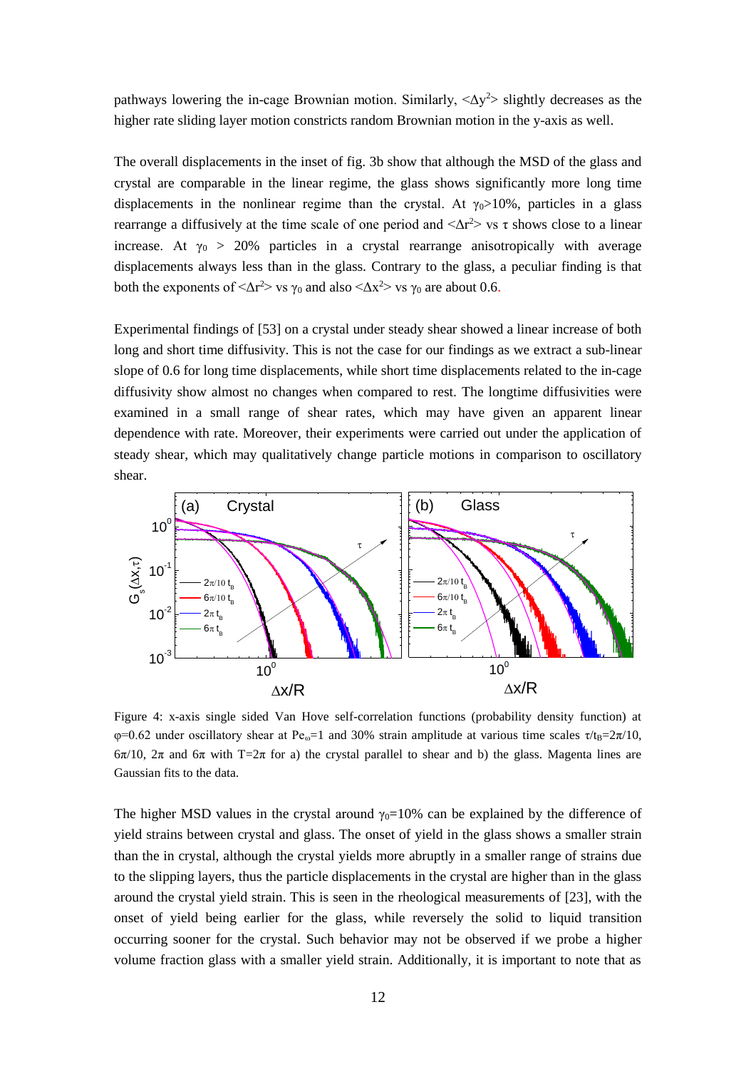pathways lowering the in-cage Brownian motion. Similarly, $<\Delta y^2>$ slightly decreases as the higher rate sliding layer motion constricts random Brownian motion in the y-axis as well.

The overall displacements in the inset of fig. 3b show that although the MSD of the glass and crystal are comparable in the linear regime, the glass shows significantly more long time displacements in the nonlinear regime than the crystal. At $\gamma_0$>10%, particles in a glass rearrange a diffusively at the time scale of one period and $<\Delta r^2>$ vs $\tau$ shows close to a linear increase. At $\gamma_0$ > 20% particles in a crystal rearrange anisotropically with average displacements always less than in the glass. Contrary to the glass, a peculiar finding is that both the exponents of $<\Delta r^2>$ vs $\gamma_0$ and also $<\Delta x^2>$ vs $\gamma_0$ are about 0.6.

Experimental findings of [53] on a crystal under steady shear showed a linear increase of both long and short time diffusivity. This is not the case for our findings as we extract a sub-linear slope of 0.6 for long time displacements, while short time displacements related to the in-cage diffusivity show almost no changes when compared to rest. The longtime diffusivities were examined in a small range of shear rates, which may have given an apparent linear dependence with rate. Moreover, their experiments were carried out under the application of steady shear, which may qualitatively change particle motions in comparison to oscillatory shear.

Figure 4: x-axis single sided Van Hove self-correlation functions (probability density function) at $\varphi$=0.62 under oscillatory shear at $Pe_\omega$=1 and 30% strain amplitude at various time scales $\tau/t_B$=$2\pi/10$, $6\pi/10$, $2\pi$ and $6\pi$ with T=$2\pi$ for a) the crystal parallel to shear and b) the glass. Magenta lines are Gaussian fits to the data.

The higher MSD values in the crystal around $\gamma_0$=10% can be explained by the difference of yield strains between crystal and glass. The onset of yield in the glass shows a smaller strain than the in crystal, although the crystal yields more abruptly in a smaller range of strains due to the slipping layers, thus the particle displacements in the crystal are higher than in the glass around the crystal yield strain. This is seen in the rheological measurements of [23], with the onset of yield being earlier for the glass, while reversely the solid to liquid transition occurring sooner for the crystal. Such behavior may not be observed if we probe a higher volume fraction glass with a smaller yield strain. Additionally, it is important to note that as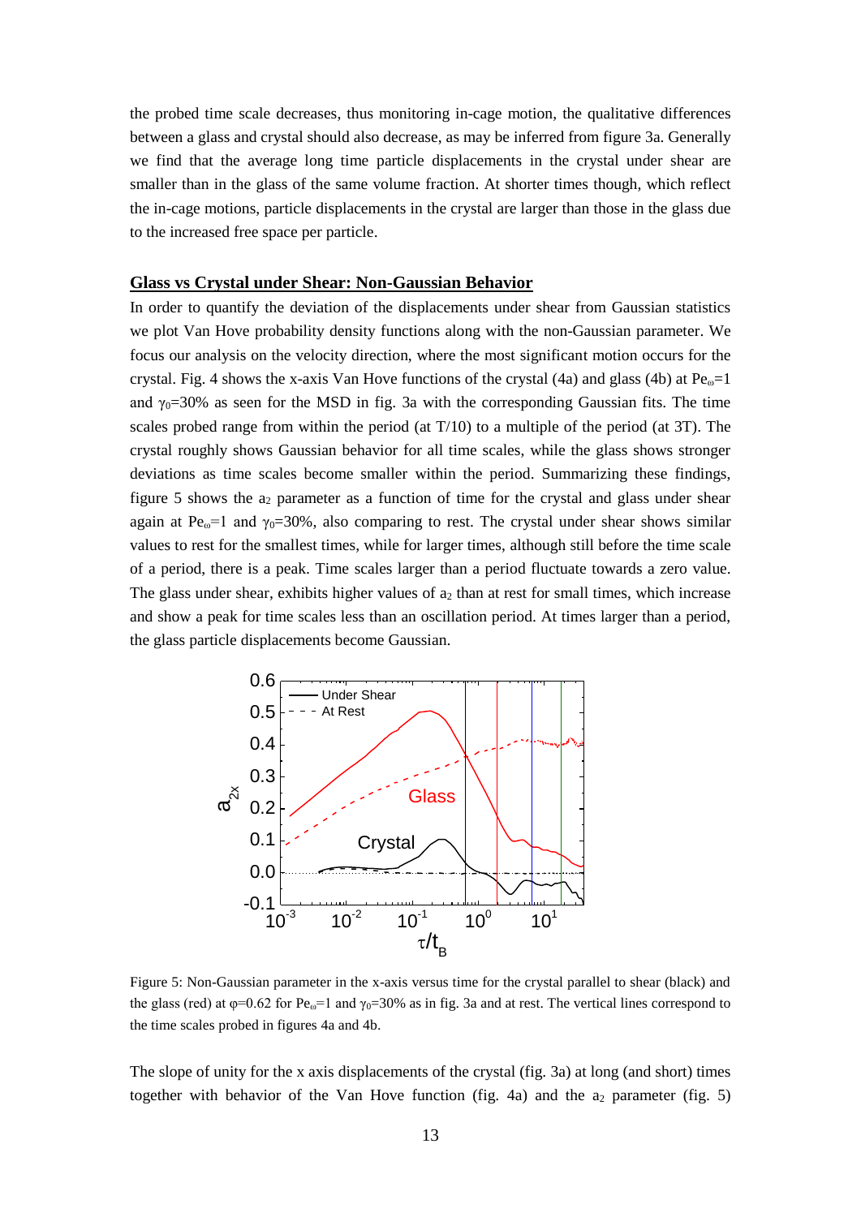the probed time scale decreases, thus monitoring in-cage motion, the qualitative differences between a glass and crystal should also decrease, as may be inferred from figure 3a. Generally we find that the average long time particle displacements in the crystal under shear are smaller than in the glass of the same volume fraction. At shorter times though, which reflect the in-cage motions, particle displacements in the crystal are larger than those in the glass due to the increased free space per particle.

## Glass vs Crystal under Shear: Non-Gaussian Behavior

In order to quantify the deviation of the displacements under shear from Gaussian statistics we plot Van Hove probability density functions along with the non-Gaussian parameter. We focus our analysis on the velocity direction, where the most significant motion occurs for the crystal. Fig. 4 shows the x-axis Van Hove functions of the crystal (4a) and glass (4b) at $Pe_\omega$=1 and $\gamma_0$=30% as seen for the MSD in fig. 3a with the corresponding Gaussian fits. The time scales probed range from within the period (at T/10) to a multiple of the period (at 3T). The crystal roughly shows Gaussian behavior for all time scales, while the glass shows stronger deviations as time scales become smaller within the period. Summarizing these findings, figure 5 shows the $a_2$ parameter as a function of time for the crystal and glass under shear again at $Pe_\omega$=1 and $\gamma_0$=30%, also comparing to rest. The crystal under shear shows similar values to rest for the smallest times, while for larger times, although still before the time scale of a period, there is a peak. Time scales larger than a period fluctuate towards a zero value. The glass under shear, exhibits higher values of $a_2$ than at rest for small times, which increase and show a peak for time scales less than an oscillation period. At times larger than a period, the glass particle displacements become Gaussian.

Figure 5: Non-Gaussian parameter in the x-axis versus time for the crystal parallel to shear (black) and the glass (red) at $\varphi$=0.62 for $Pe_\omega$=1 and $\gamma_0$=30% as in fig. 3a and at rest. The vertical lines correspond to the time scales probed in figures 4a and 4b.

The slope of unity for the x axis displacements of the crystal (fig. 3a) at long (and short) times together with behavior of the Van Hove function (fig. 4a) and the $a_2$ parameter (fig. 5)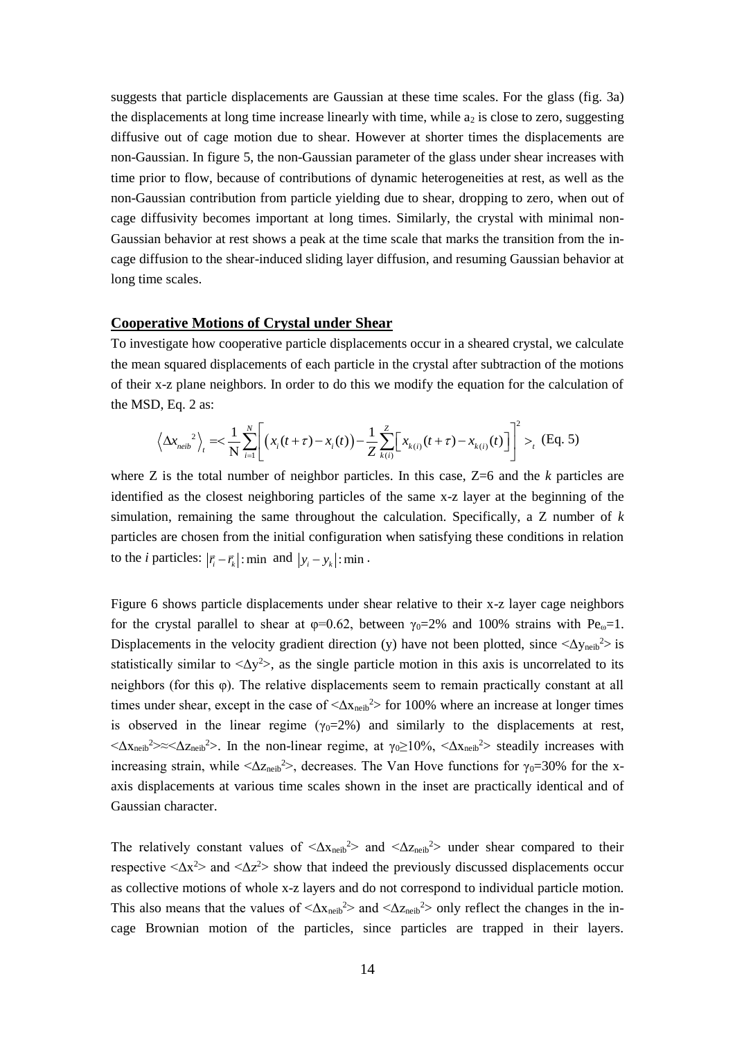suggests that particle displacements are Gaussian at these time scales. For the glass (fig. 3a) the displacements at long time increase linearly with time, while $a_2$ is close to zero, suggesting diffusive out of cage motion due to shear. However at shorter times the displacements are non-Gaussian. In figure 5, the non-Gaussian parameter of the glass under shear increases with time prior to flow, because of contributions of dynamic heterogeneities at rest, as well as the non-Gaussian contribution from particle yielding due to shear, dropping to zero, when out of cage diffusivity becomes important at long times. Similarly, the crystal with minimal non-Gaussian behavior at rest shows a peak at the time scale that marks the transition from the in-cage diffusion to the shear-induced sliding layer diffusion, and resuming Gaussian behavior at long time scales.

## Cooperative Motions of Crystal under Shear

To investigate how cooperative particle displacements occur in a sheared crystal, we calculate the mean squared displacements of each particle in the crystal after subtraction of the motions of their x-z plane neighbors. In order to do this we modify the equation for the calculation of the MSD, Eq. 2 as:

$$\left\langle \Delta x_{neib}{}^{2} \right\rangle_{t} = < \frac{1}{\mathrm{N}} \sum_{i=1}^{N} \left[ \left( x_{i}(t+\tau) - x_{i}(t) \right) - \frac{1}{Z} \sum_{k(i)}^{Z} \left[ x_{k(i)}(t+\tau) - x_{k(i)}(t) \right] \right]^{2} >_{t} \quad \text{(Eq. 5)}$$

where Z is the total number of neighbor particles. In this case, Z=6 and the *k* particles are identified as the closest neighboring particles of the same x-z layer at the beginning of the simulation, remaining the same throughout the calculation. Specifically, a Z number of *k* particles are chosen from the initial configuration when satisfying these conditions in relation to the *i* particles: $\left|\bar{r}_i - \bar{r}_k\right| : \min$ and $\left|y_i - y_k\right| : \min$.

Figure 6 shows particle displacements under shear relative to their x-z layer cage neighbors for the crystal parallel to shear at φ=0.62, between $\gamma_0$=2% and 100% strains with $Pe_\omega$=1. Displacements in the velocity gradient direction (y) have not been plotted, since $<\Delta y_{neib}{}^2>$ is statistically similar to $<\Delta y^2>$, as the single particle motion in this axis is uncorrelated to its neighbors (for this φ). The relative displacements seem to remain practically constant at all times under shear, except in the case of $<\Delta x_{neib}{}^2>$ for 100% where an increase at longer times is observed in the linear regime ($\gamma_0$=2%) and similarly to the displacements at rest, $<\Delta x_{neib}{}^2> \approx <\Delta z_{neib}{}^2>$. In the non-linear regime, at $\gamma_0 \geq 10\%$, $<\Delta x_{neib}{}^2>$ steadily increases with increasing strain, while $<\Delta z_{neib}{}^2>$, decreases. The Van Hove functions for $\gamma_0$=30% for the x-axis displacements at various time scales shown in the inset are practically identical and of Gaussian character.

The relatively constant values of $<\Delta x_{neib}{}^2>$ and $<\Delta z_{neib}{}^2>$ under shear compared to their respective $<\Delta x^2>$ and $<\Delta z^2>$ show that indeed the previously discussed displacements occur as collective motions of whole x-z layers and do not correspond to individual particle motion. This also means that the values of $<\Delta x_{neib}{}^2>$ and $<\Delta z_{neib}{}^2>$ only reflect the changes in the in-cage Brownian motion of the particles, since particles are trapped in their layers.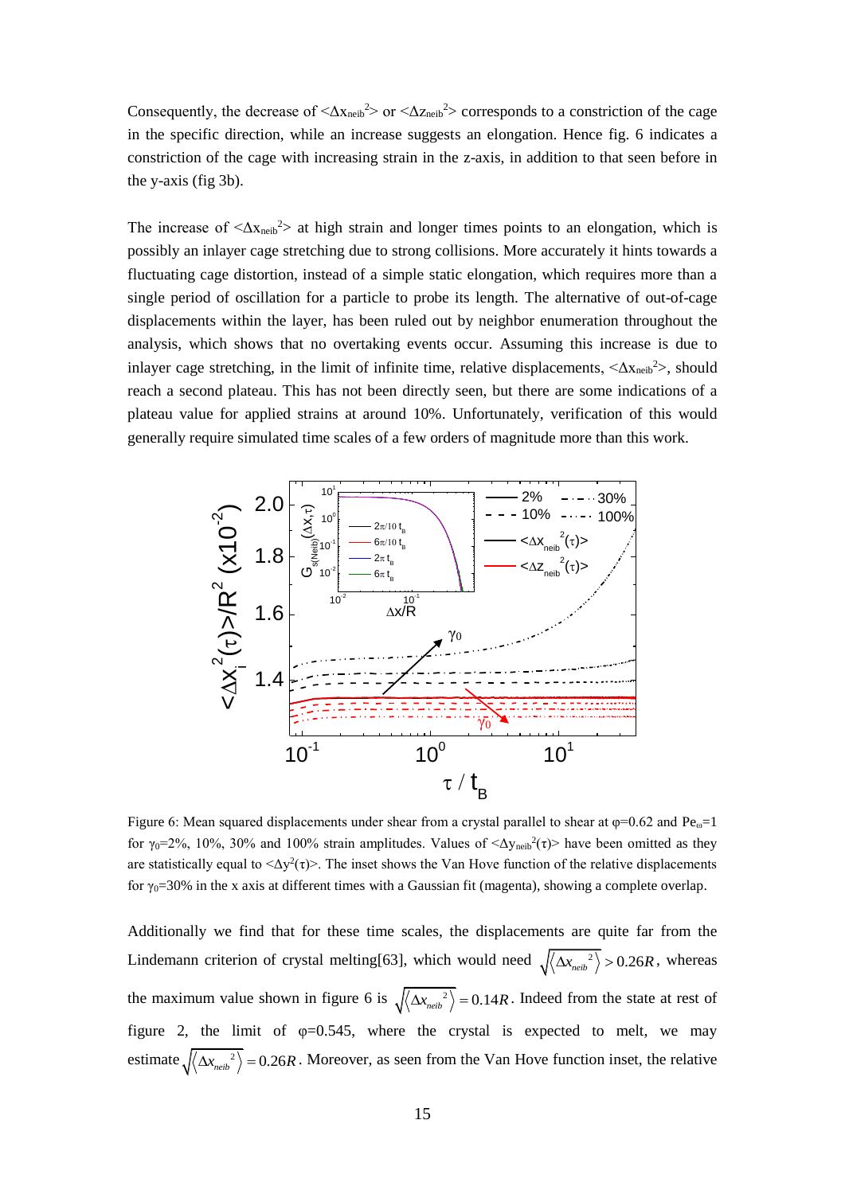Consequently, the decrease of $\langle \Delta x_{neib}^2 \rangle$ or $\langle \Delta z_{neib}^2 \rangle$ corresponds to a constriction of the cage in the specific direction, while an increase suggests an elongation. Hence fig. 6 indicates a constriction of the cage with increasing strain in the z-axis, in addition to that seen before in the y-axis (fig 3b).

The increase of $\langle \Delta x_{neib}^2 \rangle$ at high strain and longer times points to an elongation, which is possibly an inlayer cage stretching due to strong collisions. More accurately it hints towards a fluctuating cage distortion, instead of a simple static elongation, which requires more than a single period of oscillation for a particle to probe its length. The alternative of out-of-cage displacements within the layer, has been ruled out by neighbor enumeration throughout the analysis, which shows that no overtaking events occur. Assuming this increase is due to inlayer cage stretching, in the limit of infinite time, relative displacements, $\langle \Delta x_{neib}^2 \rangle$, should reach a second plateau. This has not been directly seen, but there are some indications of a plateau value for applied strains at around 10%. Unfortunately, verification of this would generally require simulated time scales of a few orders of magnitude more than this work.

Figure 6: Mean squared displacements under shear from a crystal parallel to shear at φ=0.62 and $Pe_\omega$=1 for $\gamma_0$=2%, 10%, 30% and 100% strain amplitudes. Values of $\langle \Delta y_{neib}^2(\tau) \rangle$ have been omitted as they are statistically equal to $\langle \Delta y^2(\tau) \rangle$. The inset shows the Van Hove function of the relative displacements for $\gamma_0$=30% in the x axis at different times with a Gaussian fit (magenta), showing a complete overlap.

Additionally we find that for these time scales, the displacements are quite far from the Lindemann criterion of crystal melting[63], which would need $\sqrt{\langle \Delta x_{neib}^2 \rangle} > 0.26R$, whereas the maximum value shown in figure 6 is $\sqrt{\langle \Delta x_{neib}^2 \rangle} = 0.14R$. Indeed from the state at rest of figure 2, the limit of φ=0.545, where the crystal is expected to melt, we may estimate $\sqrt{\langle \Delta x_{neib}^2 \rangle} = 0.26R$. Moreover, as seen from the Van Hove function inset, the relative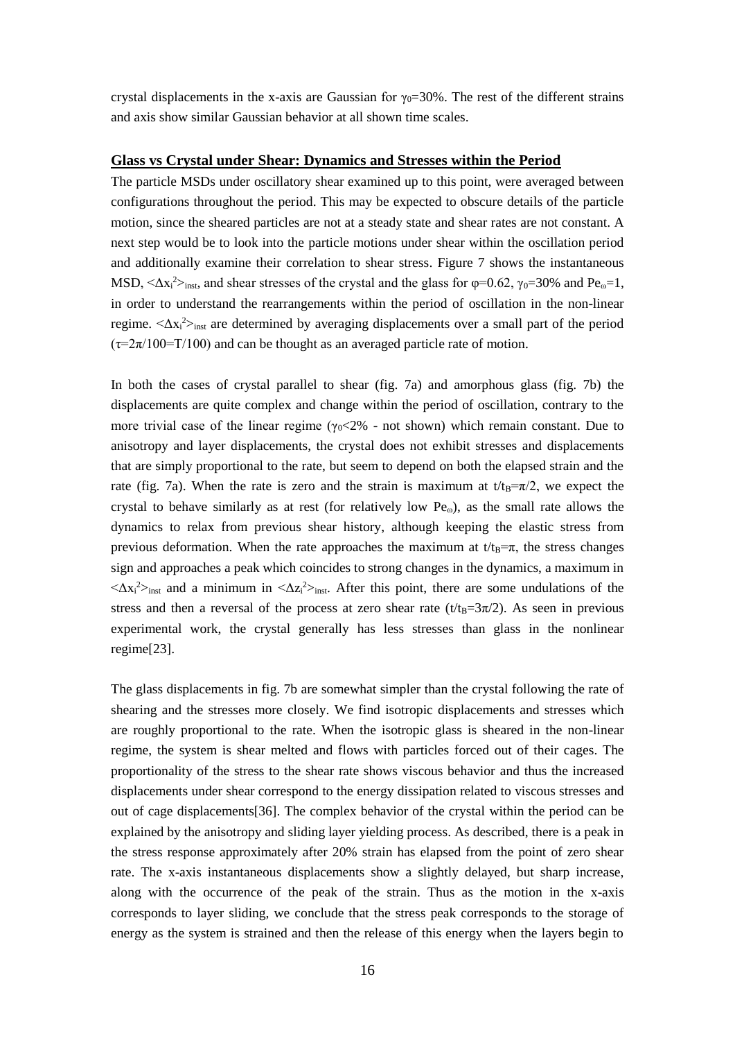crystal displacements in the x-axis are Gaussian for $\gamma_0$=30%. The rest of the different strains and axis show similar Gaussian behavior at all shown time scales.

## Glass vs Crystal under Shear: Dynamics and Stresses within the Period

The particle MSDs under oscillatory shear examined up to this point, were averaged between configurations throughout the period. This may be expected to obscure details of the particle motion, since the sheared particles are not at a steady state and shear rates are not constant. A next step would be to look into the particle motions under shear within the oscillation period and additionally examine their correlation to shear stress. Figure 7 shows the instantaneous MSD, $<\Delta x_i^2>_{inst}$, and shear stresses of the crystal and the glass for $\varphi$=0.62, $\gamma_0$=30% and $Pe_\omega$=1, in order to understand the rearrangements within the period of oscillation in the non-linear regime. $<\Delta x_i^2>_{inst}$ are determined by averaging displacements over a small part of the period ($\tau$=2$\pi$/100=T/100) and can be thought as an averaged particle rate of motion.

In both the cases of crystal parallel to shear (fig. 7a) and amorphous glass (fig. 7b) the displacements are quite complex and change within the period of oscillation, contrary to the more trivial case of the linear regime ($\gamma_0$<2% - not shown) which remain constant. Due to anisotropy and layer displacements, the crystal does not exhibit stresses and displacements that are simply proportional to the rate, but seem to depend on both the elapsed strain and the rate (fig. 7a). When the rate is zero and the strain is maximum at $t/t_B=\pi/2$, we expect the crystal to behave similarly as at rest (for relatively low $Pe_\omega$), as the small rate allows the dynamics to relax from previous shear history, although keeping the elastic stress from previous deformation. When the rate approaches the maximum at $t/t_B=\pi$, the stress changes sign and approaches a peak which coincides to strong changes in the dynamics, a maximum in $<\Delta x_i^2>_{inst}$ and a minimum in $<\Delta z_i^2>_{inst}$. After this point, there are some undulations of the stress and then a reversal of the process at zero shear rate ($t/t_B=3\pi/2$). As seen in previous experimental work, the crystal generally has less stresses than glass in the nonlinear regime[23].

The glass displacements in fig. 7b are somewhat simpler than the crystal following the rate of shearing and the stresses more closely. We find isotropic displacements and stresses which are roughly proportional to the rate. When the isotropic glass is sheared in the non-linear regime, the system is shear melted and flows with particles forced out of their cages. The proportionality of the stress to the shear rate shows viscous behavior and thus the increased displacements under shear correspond to the energy dissipation related to viscous stresses and out of cage displacements[36]. The complex behavior of the crystal within the period can be explained by the anisotropy and sliding layer yielding process. As described, there is a peak in the stress response approximately after 20% strain has elapsed from the point of zero shear rate. The x-axis instantaneous displacements show a slightly delayed, but sharp increase, along with the occurrence of the peak of the strain. Thus as the motion in the x-axis corresponds to layer sliding, we conclude that the stress peak corresponds to the storage of energy as the system is strained and then the release of this energy when the layers begin to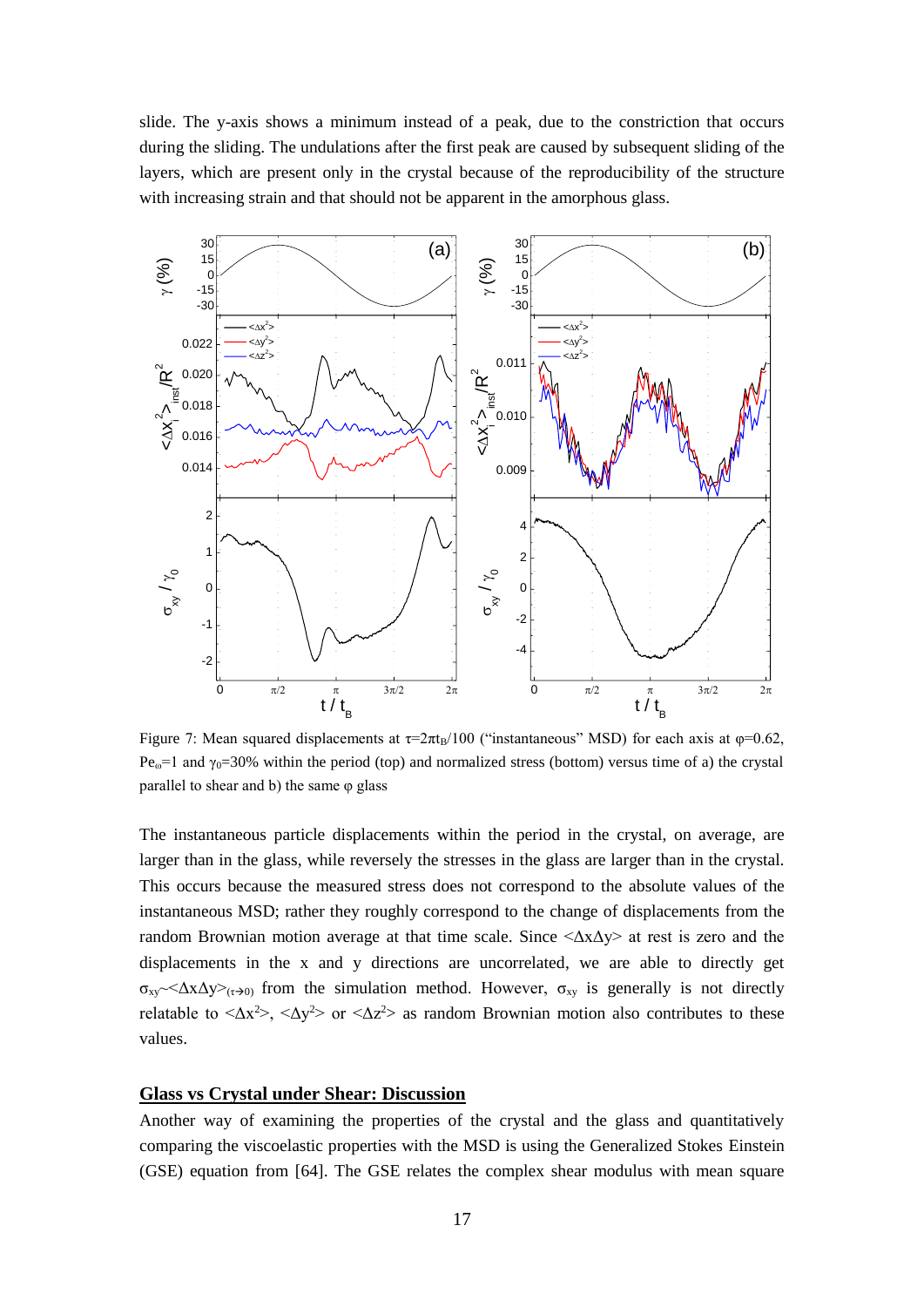slide. The y-axis shows a minimum instead of a peak, due to the constriction that occurs during the sliding. The undulations after the first peak are caused by subsequent sliding of the layers, which are present only in the crystal because of the reproducibility of the structure with increasing strain and that should not be apparent in the amorphous glass.

Figure 7: Mean squared displacements at $\tau=2\pi t_B/100$ ("instantaneous" MSD) for each axis at $\varphi=0.62$, $Pe_\omega=1$ and $\gamma_0=30\%$ within the period (top) and normalized stress (bottom) versus time of a) the crystal parallel to shear and b) the same $\varphi$ glass

The instantaneous particle displacements within the period in the crystal, on average, are larger than in the glass, while reversely the stresses in the glass are larger than in the crystal. This occurs because the measured stress does not correspond to the absolute values of the instantaneous MSD; rather they roughly correspond to the change of displacements from the random Brownian motion average at that time scale. Since $\langle\Delta x\Delta y\rangle$ at rest is zero and the displacements in the x and y directions are uncorrelated, we are able to directly get $\sigma_{xy}\sim\langle\Delta x\Delta y\rangle_{(\tau\to 0)}$ from the simulation method. However, $\sigma_{xy}$ is generally is not directly relatable to $\langle\Delta x^2\rangle$, $\langle\Delta y^2\rangle$ or $\langle\Delta z^2\rangle$ as random Brownian motion also contributes to these values.

## Glass vs Crystal under Shear: Discussion

Another way of examining the properties of the crystal and the glass and quantitatively comparing the viscoelastic properties with the MSD is using the Generalized Stokes Einstein (GSE) equation from [64]. The GSE relates the complex shear modulus with mean square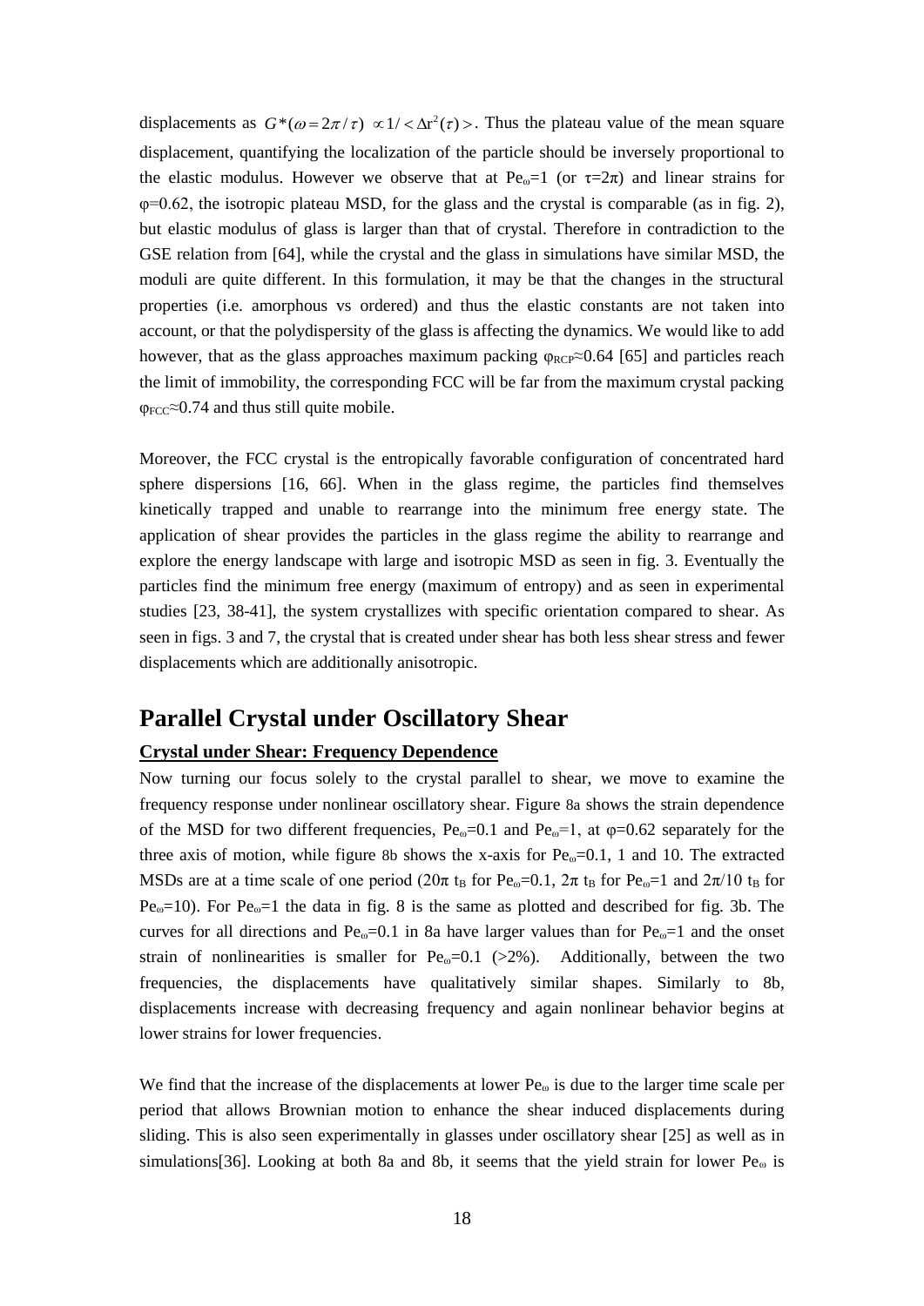displacements as $G^*(\omega = 2\pi/\tau) \propto 1/<\Delta r^2(\tau)>$. Thus the plateau value of the mean square displacement, quantifying the localization of the particle should be inversely proportional to the elastic modulus. However we observe that at $Pe_\omega=1$ (or $\tau=2\pi$) and linear strains for $\varphi=0.62$, the isotropic plateau MSD, for the glass and the crystal is comparable (as in fig. 2), but elastic modulus of glass is larger than that of crystal. Therefore in contradiction to the GSE relation from [64], while the crystal and the glass in simulations have similar MSD, the moduli are quite different. In this formulation, it may be that the changes in the structural properties (i.e. amorphous vs ordered) and thus the elastic constants are not taken into account, or that the polydispersity of the glass is affecting the dynamics. We would like to add however, that as the glass approaches maximum packing $\varphi_{RCP}\approx0.64$ [65] and particles reach the limit of immobility, the corresponding FCC will be far from the maximum crystal packing $\varphi_{FCC}\approx0.74$ and thus still quite mobile.

Moreover, the FCC crystal is the entropically favorable configuration of concentrated hard sphere dispersions [16, 66]. When in the glass regime, the particles find themselves kinetically trapped and unable to rearrange into the minimum free energy state. The application of shear provides the particles in the glass regime the ability to rearrange and explore the energy landscape with large and isotropic MSD as seen in fig. 3. Eventually the particles find the minimum free energy (maximum of entropy) and as seen in experimental studies [23, 38-41], the system crystallizes with specific orientation compared to shear. As seen in figs. 3 and 7, the crystal that is created under shear has both less shear stress and fewer displacements which are additionally anisotropic.

## Parallel Crystal under Oscillatory Shear

### Crystal under Shear: Frequency Dependence

Now turning our focus solely to the crystal parallel to shear, we move to examine the frequency response under nonlinear oscillatory shear. Figure 8a shows the strain dependence of the MSD for two different frequencies, $Pe_\omega=0.1$ and $Pe_\omega=1$, at $\varphi=0.62$ separately for the three axis of motion, while figure 8b shows the x-axis for $Pe_\omega=0.1$, 1 and 10. The extracted MSDs are at a time scale of one period ($20\pi$ $t_B$ for $Pe_\omega=0.1$, $2\pi$ $t_B$ for $Pe_\omega=1$ and $2\pi/10$ $t_B$ for $Pe_\omega=10$). For $Pe_\omega=1$ the data in fig. 8 is the same as plotted and described for fig. 3b. The curves for all directions and $Pe_\omega=0.1$ in 8a have larger values than for $Pe_\omega=1$ and the onset strain of nonlinearities is smaller for $Pe_\omega=0.1$ (>2%). Additionally, between the two frequencies, the displacements have qualitatively similar shapes. Similarly to 8b, displacements increase with decreasing frequency and again nonlinear behavior begins at lower strains for lower frequencies.

We find that the increase of the displacements at lower $Pe_\omega$ is due to the larger time scale per period that allows Brownian motion to enhance the shear induced displacements during sliding. This is also seen experimentally in glasses under oscillatory shear [25] as well as in simulations[36]. Looking at both 8a and 8b, it seems that the yield strain for lower $Pe_\omega$ is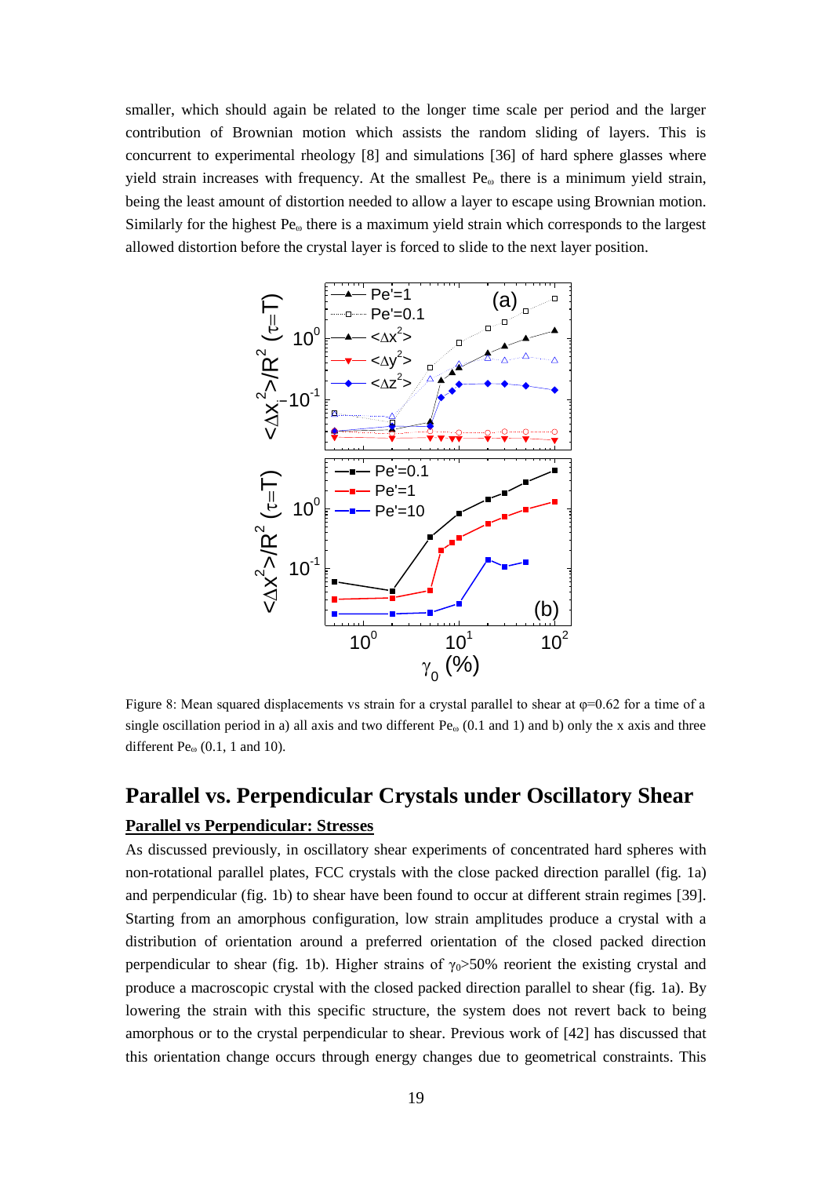smaller, which should again be related to the longer time scale per period and the larger contribution of Brownian motion which assists the random sliding of layers. This is concurrent to experimental rheology [8] and simulations [36] of hard sphere glasses where yield strain increases with frequency. At the smallest $Pe_\omega$ there is a minimum yield strain, being the least amount of distortion needed to allow a layer to escape using Brownian motion. Similarly for the highest $Pe_\omega$ there is a maximum yield strain which corresponds to the largest allowed distortion before the crystal layer is forced to slide to the next layer position.

Figure 8: Mean squared displacements vs strain for a crystal parallel to shear at φ=0.62 for a time of a single oscillation period in a) all axis and two different $Pe_\omega$ (0.1 and 1) and b) only the x axis and three different $Pe_\omega$ (0.1, 1 and 10).

## Parallel vs. Perpendicular Crystals under Oscillatory Shear

### Parallel vs Perpendicular: Stresses

As discussed previously, in oscillatory shear experiments of concentrated hard spheres with non-rotational parallel plates, FCC crystals with the close packed direction parallel (fig. 1a) and perpendicular (fig. 1b) to shear have been found to occur at different strain regimes [39]. Starting from an amorphous configuration, low strain amplitudes produce a crystal with a distribution of orientation around a preferred orientation of the closed packed direction perpendicular to shear (fig. 1b). Higher strains of $\gamma_0$>50% reorient the existing crystal and produce a macroscopic crystal with the closed packed direction parallel to shear (fig. 1a). By lowering the strain with this specific structure, the system does not revert back to being amorphous or to the crystal perpendicular to shear. Previous work of [42] has discussed that this orientation change occurs through energy changes due to geometrical constraints. This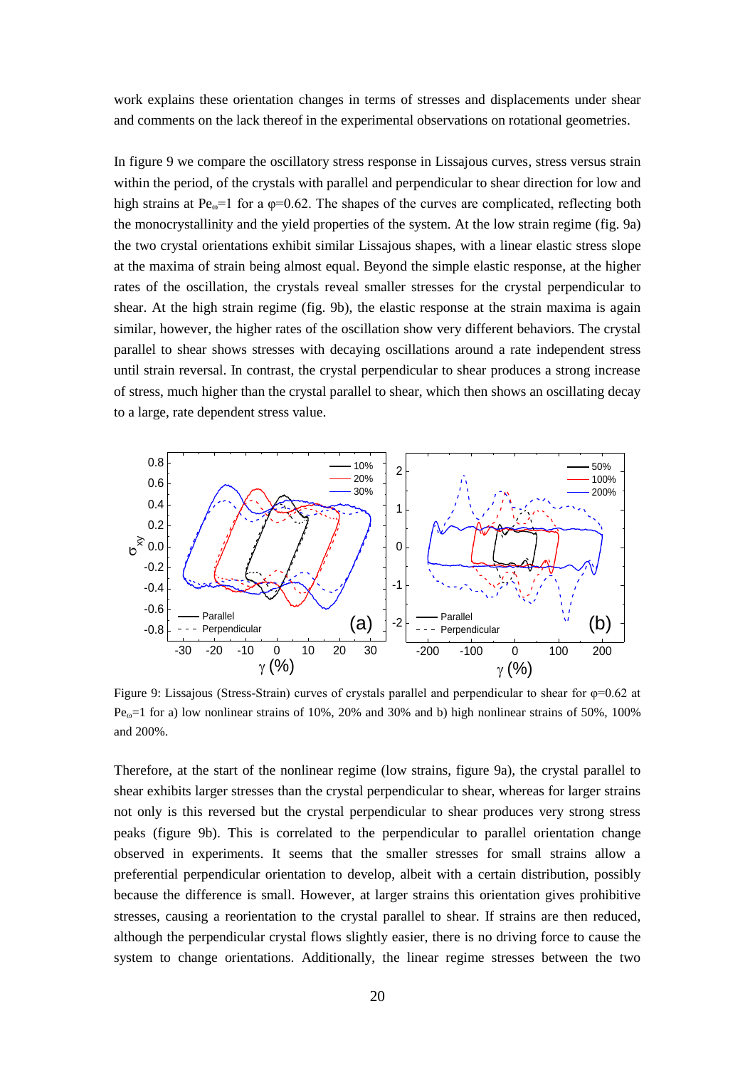work explains these orientation changes in terms of stresses and displacements under shear and comments on the lack thereof in the experimental observations on rotational geometries.

In figure 9 we compare the oscillatory stress response in Lissajous curves, stress versus strain within the period, of the crystals with parallel and perpendicular to shear direction for low and high strains at $Pe_\omega=1$ for a $\varphi=0.62$. The shapes of the curves are complicated, reflecting both the monocrystallinity and the yield properties of the system. At the low strain regime (fig. 9a) the two crystal orientations exhibit similar Lissajous shapes, with a linear elastic stress slope at the maxima of strain being almost equal. Beyond the simple elastic response, at the higher rates of the oscillation, the crystals reveal smaller stresses for the crystal perpendicular to shear. At the high strain regime (fig. 9b), the elastic response at the strain maxima is again similar, however, the higher rates of the oscillation show very different behaviors. The crystal parallel to shear shows stresses with decaying oscillations around a rate independent stress until strain reversal. In contrast, the crystal perpendicular to shear produces a strong increase of stress, much higher than the crystal parallel to shear, which then shows an oscillating decay to a large, rate dependent stress value.

Figure 9: Lissajous (Stress-Strain) curves of crystals parallel and perpendicular to shear for $\varphi=0.62$ at $Pe_\omega=1$ for a) low nonlinear strains of 10%, 20% and 30% and b) high nonlinear strains of 50%, 100% and 200%.

Therefore, at the start of the nonlinear regime (low strains, figure 9a), the crystal parallel to shear exhibits larger stresses than the crystal perpendicular to shear, whereas for larger strains not only is this reversed but the crystal perpendicular to shear produces very strong stress peaks (figure 9b). This is correlated to the perpendicular to parallel orientation change observed in experiments. It seems that the smaller stresses for small strains allow a preferential perpendicular orientation to develop, albeit with a certain distribution, possibly because the difference is small. However, at larger strains this orientation gives prohibitive stresses, causing a reorientation to the crystal parallel to shear. If strains are then reduced, although the perpendicular crystal flows slightly easier, there is no driving force to cause the system to change orientations. Additionally, the linear regime stresses between the two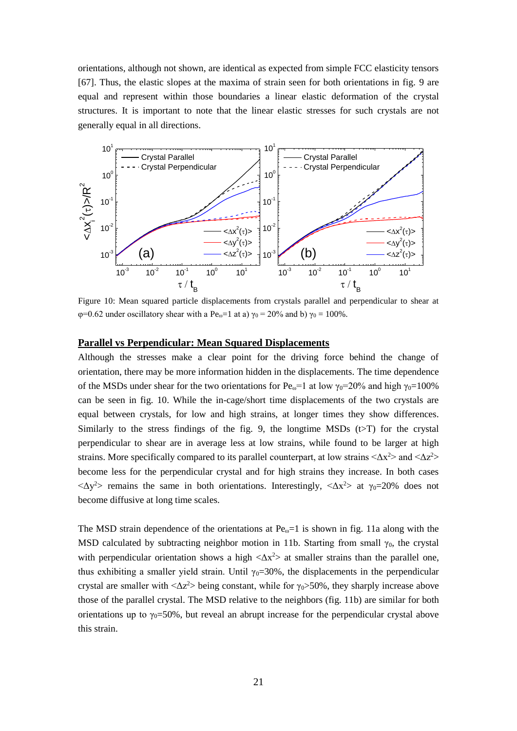orientations, although not shown, are identical as expected from simple FCC elasticity tensors [67]. Thus, the elastic slopes at the maxima of strain seen for both orientations in fig. 9 are equal and represent within those boundaries a linear elastic deformation of the crystal structures. It is important to note that the linear elastic stresses for such crystals are not generally equal in all directions.

Figure 10: Mean squared particle displacements from crystals parallel and perpendicular to shear at $\varphi$=0.62 under oscillatory shear with a $Pe_\omega$=1 at a) $\gamma_0$ = 20% and b) $\gamma_0$ = 100%.

## Parallel vs Perpendicular: Mean Squared Displacements

Although the stresses make a clear point for the driving force behind the change of orientation, there may be more information hidden in the displacements. The time dependence of the MSDs under shear for the two orientations for $Pe_\omega$=1 at low $\gamma_0$=20% and high $\gamma_0$=100% can be seen in fig. 10. While the in-cage/short time displacements of the two crystals are equal between crystals, for low and high strains, at longer times they show differences. Similarly to the stress findings of the fig. 9, the longtime MSDs (t>T) for the crystal perpendicular to shear are in average less at low strains, while found to be larger at high strains. More specifically compared to its parallel counterpart, at low strains $<\Delta x^2>$ and $<\Delta z^2>$ become less for the perpendicular crystal and for high strains they increase. In both cases $<\Delta y^2>$ remains the same in both orientations. Interestingly, $<\Delta x^2>$ at $\gamma_0$=20% does not become diffusive at long time scales.

The MSD strain dependence of the orientations at $Pe_\omega$=1 is shown in fig. 11a along with the MSD calculated by subtracting neighbor motion in 11b. Starting from small $\gamma_0$, the crystal with perpendicular orientation shows a high $<\Delta x^2>$ at smaller strains than the parallel one, thus exhibiting a smaller yield strain. Until $\gamma_0$=30%, the displacements in the perpendicular crystal are smaller with $<\Delta z^2>$ being constant, while for $\gamma_0$>50%, they sharply increase above those of the parallel crystal. The MSD relative to the neighbors (fig. 11b) are similar for both orientations up to $\gamma_0$=50%, but reveal an abrupt increase for the perpendicular crystal above this strain.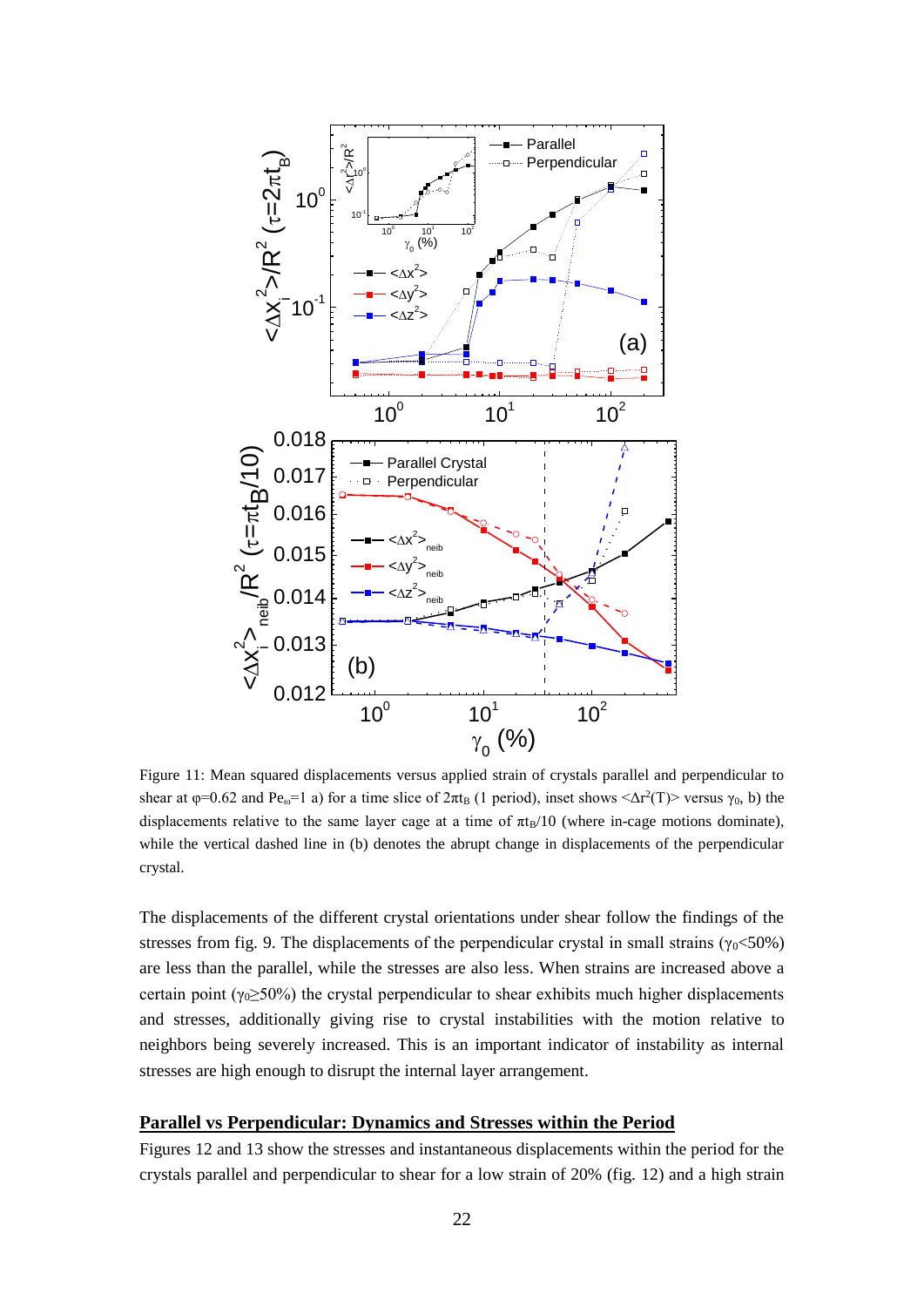Figure 11: Mean squared displacements versus applied strain of crystals parallel and perpendicular to shear at φ=0.62 and $Pe_\omega$=1 a) for a time slice of $2\pi t_B$ (1 period), inset shows $<\Delta r^2(T)>$ versus $\gamma_0$, b) the displacements relative to the same layer cage at a time of $\pi t_B/10$ (where in-cage motions dominate), while the vertical dashed line in (b) denotes the abrupt change in displacements of the perpendicular crystal.

The displacements of the different crystal orientations under shear follow the findings of the stresses from fig. 9. The displacements of the perpendicular crystal in small strains ($\gamma_0$<50%) are less than the parallel, while the stresses are also less. When strains are increased above a certain point ($\gamma_0$≥50%) the crystal perpendicular to shear exhibits much higher displacements and stresses, additionally giving rise to crystal instabilities with the motion relative to neighbors being severely increased. This is an important indicator of instability as internal stresses are high enough to disrupt the internal layer arrangement.

## Parallel vs Perpendicular: Dynamics and Stresses within the Period

Figures 12 and 13 show the stresses and instantaneous displacements within the period for the crystals parallel and perpendicular to shear for a low strain of 20% (fig. 12) and a high strain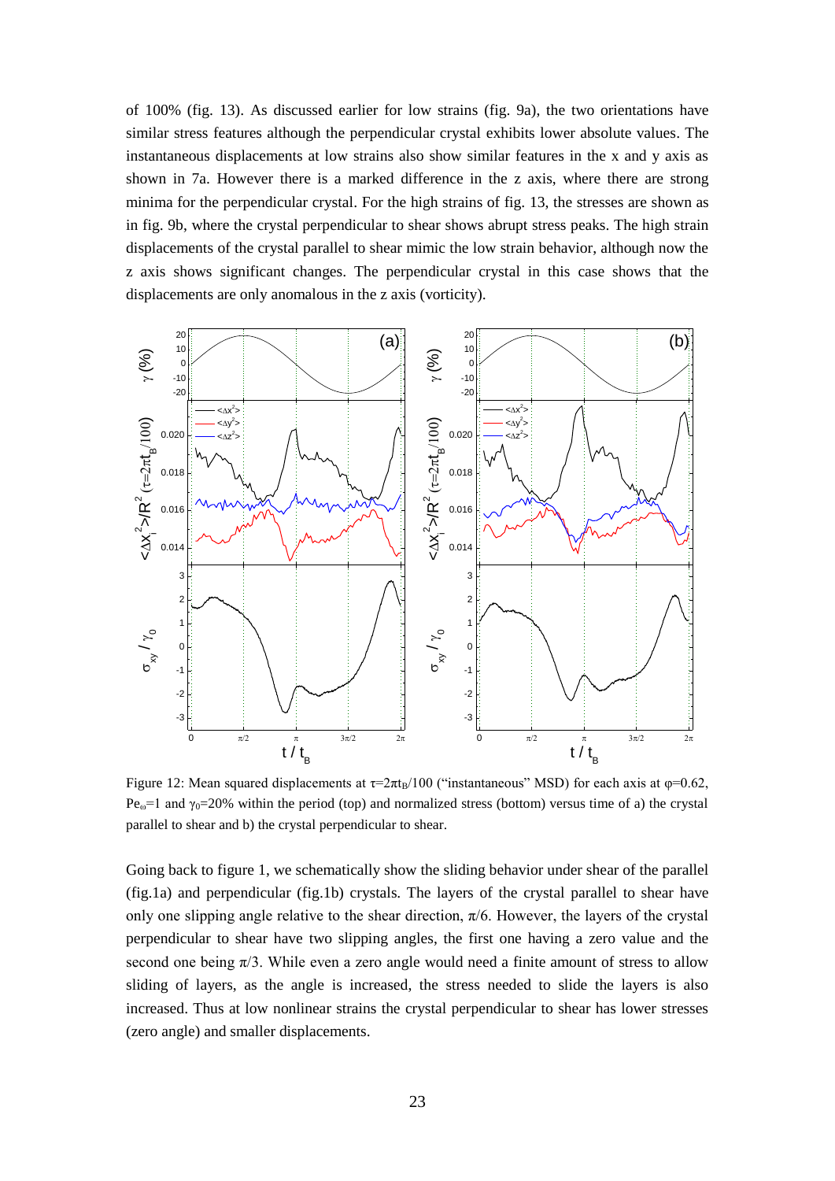of 100% (fig. 13). As discussed earlier for low strains (fig. 9a), the two orientations have similar stress features although the perpendicular crystal exhibits lower absolute values. The instantaneous displacements at low strains also show similar features in the x and y axis as shown in 7a. However there is a marked difference in the z axis, where there are strong minima for the perpendicular crystal. For the high strains of fig. 13, the stresses are shown as in fig. 9b, where the crystal perpendicular to shear shows abrupt stress peaks. The high strain displacements of the crystal parallel to shear mimic the low strain behavior, although now the z axis shows significant changes. The perpendicular crystal in this case shows that the displacements are only anomalous in the z axis (vorticity).

Figure 12: Mean squared displacements at $\tau=2\pi t_B/100$ ("instantaneous" MSD) for each axis at $\varphi=0.62$, $Pe_\omega=1$ and $\gamma_0=20\%$ within the period (top) and normalized stress (bottom) versus time of a) the crystal parallel to shear and b) the crystal perpendicular to shear.

Going back to figure 1, we schematically show the sliding behavior under shear of the parallel (fig.1a) and perpendicular (fig.1b) crystals. The layers of the crystal parallel to shear have only one slipping angle relative to the shear direction, $\pi/6$. However, the layers of the crystal perpendicular to shear have two slipping angles, the first one having a zero value and the second one being $\pi/3$. While even a zero angle would need a finite amount of stress to allow sliding of layers, as the angle is increased, the stress needed to slide the layers is also increased. Thus at low nonlinear strains the crystal perpendicular to shear has lower stresses (zero angle) and smaller displacements.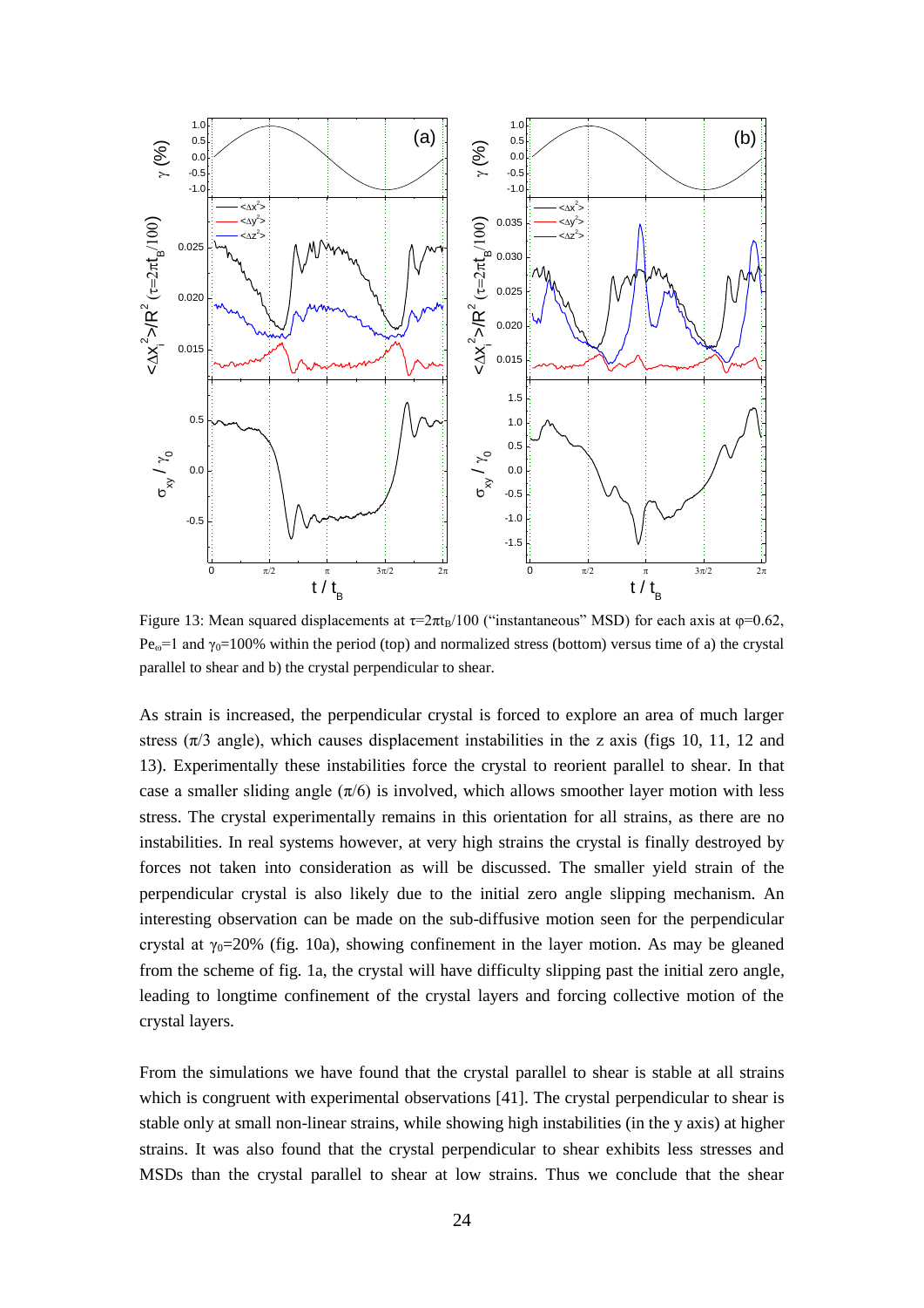Figure 13: Mean squared displacements at $\tau=2\pi t_B/100$ ("instantaneous" MSD) for each axis at $\varphi=0.62$, $Pe_\omega=1$ and $\gamma_0=100\%$ within the period (top) and normalized stress (bottom) versus time of a) the crystal parallel to shear and b) the crystal perpendicular to shear.

As strain is increased, the perpendicular crystal is forced to explore an area of much larger stress ($\pi/3$ angle), which causes displacement instabilities in the z axis (figs 10, 11, 12 and 13). Experimentally these instabilities force the crystal to reorient parallel to shear. In that case a smaller sliding angle ($\pi/6$) is involved, which allows smoother layer motion with less stress. The crystal experimentally remains in this orientation for all strains, as there are no instabilities. In real systems however, at very high strains the crystal is finally destroyed by forces not taken into consideration as will be discussed. The smaller yield strain of the perpendicular crystal is also likely due to the initial zero angle slipping mechanism. An interesting observation can be made on the sub-diffusive motion seen for the perpendicular crystal at $\gamma_0=20\%$ (fig. 10a), showing confinement in the layer motion. As may be gleaned from the scheme of fig. 1a, the crystal will have difficulty slipping past the initial zero angle, leading to longtime confinement of the crystal layers and forcing collective motion of the crystal layers.

From the simulations we have found that the crystal parallel to shear is stable at all strains which is congruent with experimental observations [41]. The crystal perpendicular to shear is stable only at small non-linear strains, while showing high instabilities (in the y axis) at higher strains. It was also found that the crystal perpendicular to shear exhibits less stresses and MSDs than the crystal parallel to shear at low strains. Thus we conclude that the shear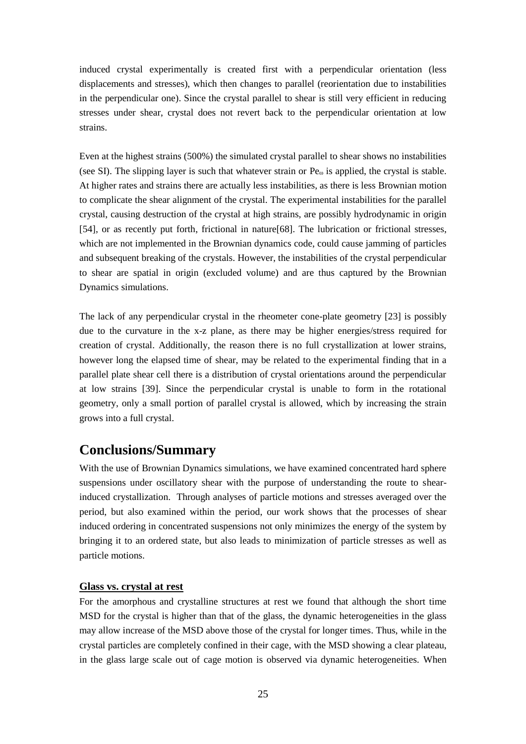induced crystal experimentally is created first with a perpendicular orientation (less displacements and stresses), which then changes to parallel (reorientation due to instabilities in the perpendicular one). Since the crystal parallel to shear is still very efficient in reducing stresses under shear, crystal does not revert back to the perpendicular orientation at low strains.

Even at the highest strains (500%) the simulated crystal parallel to shear shows no instabilities (see SI). The slipping layer is such that whatever strain or $Pe_\omega$ is applied, the crystal is stable. At higher rates and strains there are actually less instabilities, as there is less Brownian motion to complicate the shear alignment of the crystal. The experimental instabilities for the parallel crystal, causing destruction of the crystal at high strains, are possibly hydrodynamic in origin [54], or as recently put forth, frictional in nature[68]. The lubrication or frictional stresses, which are not implemented in the Brownian dynamics code, could cause jamming of particles and subsequent breaking of the crystals. However, the instabilities of the crystal perpendicular to shear are spatial in origin (excluded volume) and are thus captured by the Brownian Dynamics simulations.

The lack of any perpendicular crystal in the rheometer cone-plate geometry [23] is possibly due to the curvature in the x-z plane, as there may be higher energies/stress required for creation of crystal. Additionally, the reason there is no full crystallization at lower strains, however long the elapsed time of shear, may be related to the experimental finding that in a parallel plate shear cell there is a distribution of crystal orientations around the perpendicular at low strains [39]. Since the perpendicular crystal is unable to form in the rotational geometry, only a small portion of parallel crystal is allowed, which by increasing the strain grows into a full crystal.

## Conclusions/Summary

With the use of Brownian Dynamics simulations, we have examined concentrated hard sphere suspensions under oscillatory shear with the purpose of understanding the route to shear-induced crystallization. Through analyses of particle motions and stresses averaged over the period, but also examined within the period, our work shows that the processes of shear induced ordering in concentrated suspensions not only minimizes the energy of the system by bringing it to an ordered state, but also leads to minimization of particle stresses as well as particle motions.

### Glass vs. crystal at rest

For the amorphous and crystalline structures at rest we found that although the short time MSD for the crystal is higher than that of the glass, the dynamic heterogeneities in the glass may allow increase of the MSD above those of the crystal for longer times. Thus, while in the crystal particles are completely confined in their cage, with the MSD showing a clear plateau, in the glass large scale out of cage motion is observed via dynamic heterogeneities. When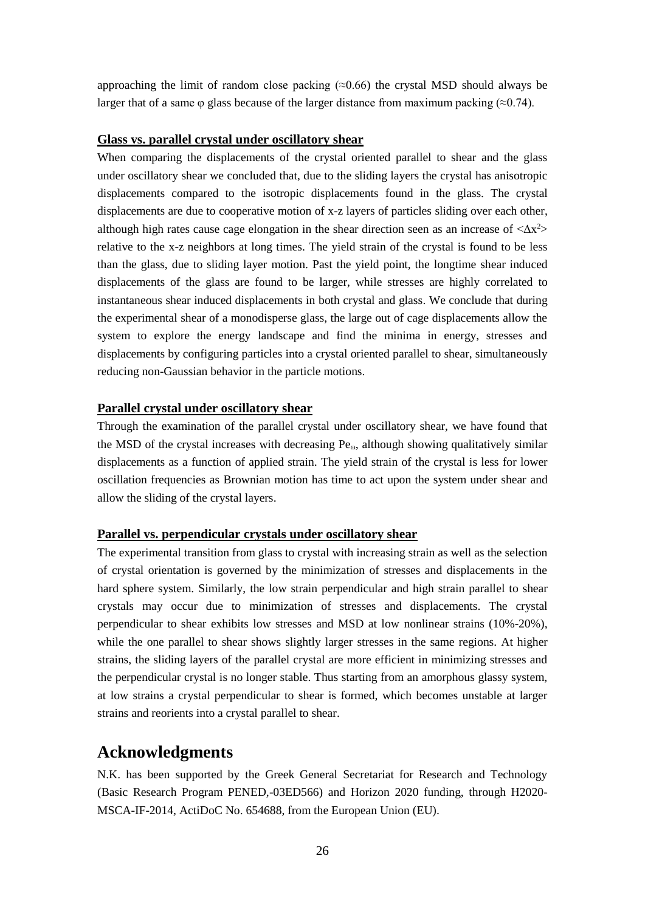approaching the limit of random close packing (≈0.66) the crystal MSD should always be larger that of a same φ glass because of the larger distance from maximum packing (≈0.74).

**Glass vs. parallel crystal under oscillatory shear**

When comparing the displacements of the crystal oriented parallel to shear and the glass under oscillatory shear we concluded that, due to the sliding layers the crystal has anisotropic displacements compared to the isotropic displacements found in the glass. The crystal displacements are due to cooperative motion of x-z layers of particles sliding over each other, although high rates cause cage elongation in the shear direction seen as an increase of $<\Delta x^2>$ relative to the x-z neighbors at long times. The yield strain of the crystal is found to be less than the glass, due to sliding layer motion. Past the yield point, the longtime shear induced displacements of the glass are found to be larger, while stresses are highly correlated to instantaneous shear induced displacements in both crystal and glass. We conclude that during the experimental shear of a monodisperse glass, the large out of cage displacements allow the system to explore the energy landscape and find the minima in energy, stresses and displacements by configuring particles into a crystal oriented parallel to shear, simultaneously reducing non-Gaussian behavior in the particle motions.

**Parallel crystal under oscillatory shear**

Through the examination of the parallel crystal under oscillatory shear, we have found that the MSD of the crystal increases with decreasing $Pe_\omega$, although showing qualitatively similar displacements as a function of applied strain. The yield strain of the crystal is less for lower oscillation frequencies as Brownian motion has time to act upon the system under shear and allow the sliding of the crystal layers.

**Parallel vs. perpendicular crystals under oscillatory shear**

The experimental transition from glass to crystal with increasing strain as well as the selection of crystal orientation is governed by the minimization of stresses and displacements in the hard sphere system. Similarly, the low strain perpendicular and high strain parallel to shear crystals may occur due to minimization of stresses and displacements. The crystal perpendicular to shear exhibits low stresses and MSD at low nonlinear strains (10%-20%), while the one parallel to shear shows slightly larger stresses in the same regions. At higher strains, the sliding layers of the parallel crystal are more efficient in minimizing stresses and the perpendicular crystal is no longer stable. Thus starting from an amorphous glassy system, at low strains a crystal perpendicular to shear is formed, which becomes unstable at larger strains and reorients into a crystal parallel to shear.

# Acknowledgments

N.K. has been supported by the Greek General Secretariat for Research and Technology (Basic Research Program PENED,-03ED566) and Horizon 2020 funding, through H2020-MSCA-IF-2014, ActiDoC No. 654688, from the European Union (EU).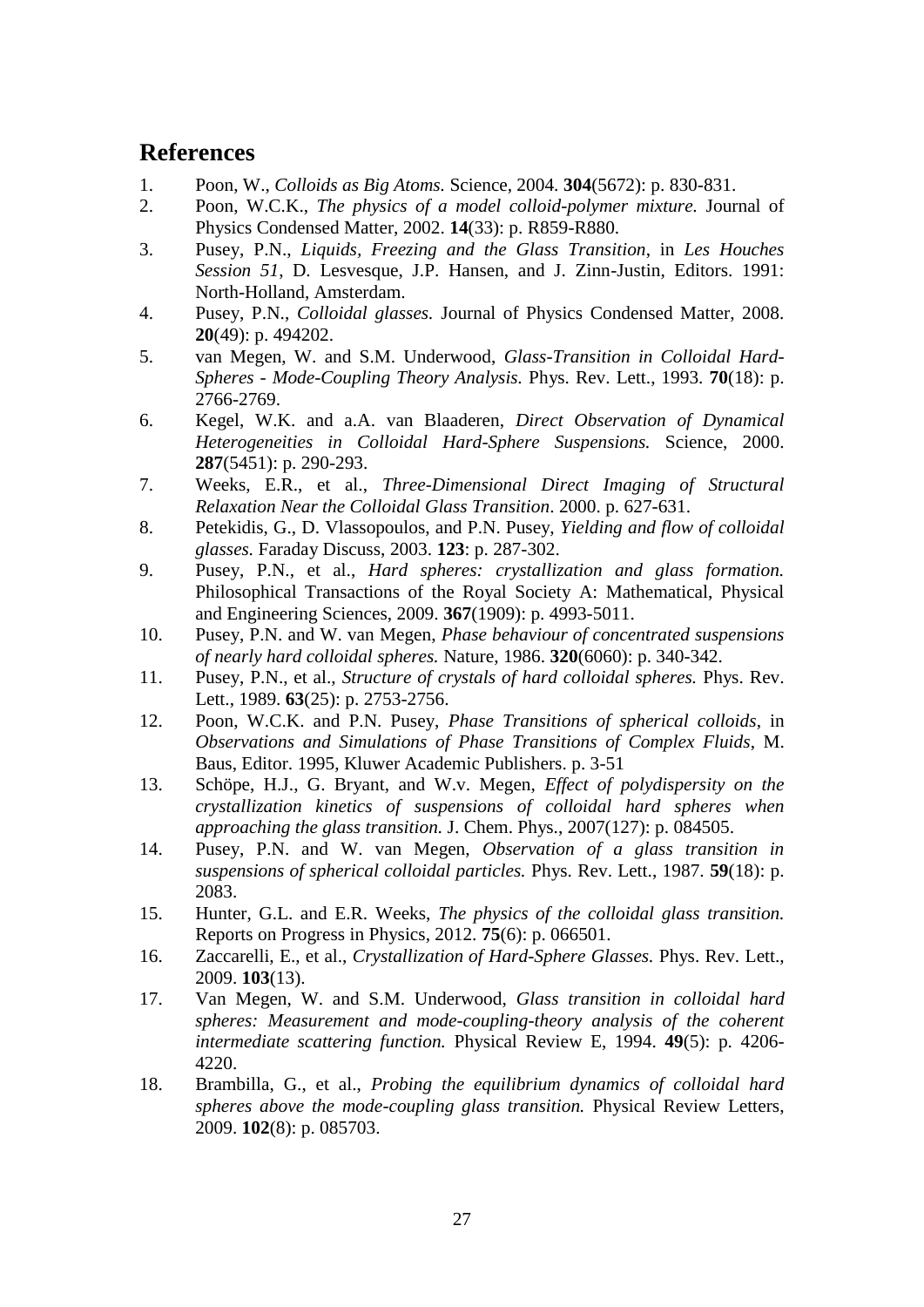## References

1. Poon, W., *Colloids as Big Atoms.* Science, 2004. **304**(5672): p. 830-831.
2. Poon, W.C.K., *The physics of a model colloid-polymer mixture.* Journal of Physics Condensed Matter, 2002. **14**(33): p. R859-R880.
3. Pusey, P.N., *Liquids, Freezing and the Glass Transition*, in *Les Houches Session 51*, D. Lesvesque, J.P. Hansen, and J. Zinn-Justin, Editors. 1991: North-Holland, Amsterdam.
4. Pusey, P.N., *Colloidal glasses.* Journal of Physics Condensed Matter, 2008. **20**(49): p. 494202.
5. van Megen, W. and S.M. Underwood, *Glass-Transition in Colloidal Hard-Spheres - Mode-Coupling Theory Analysis.* Phys. Rev. Lett., 1993. **70**(18): p. 2766-2769.
6. Kegel, W.K. and a.A. van Blaaderen, *Direct Observation of Dynamical Heterogeneities in Colloidal Hard-Sphere Suspensions.* Science, 2000. **287**(5451): p. 290-293.
7. Weeks, E.R., et al., *Three-Dimensional Direct Imaging of Structural Relaxation Near the Colloidal Glass Transition*. 2000. p. 627-631.
8. Petekidis, G., D. Vlassopoulos, and P.N. Pusey, *Yielding and flow of colloidal glasses.* Faraday Discuss, 2003. **123**: p. 287-302.
9. Pusey, P.N., et al., *Hard spheres: crystallization and glass formation.* Philosophical Transactions of the Royal Society A: Mathematical, Physical and Engineering Sciences, 2009. **367**(1909): p. 4993-5011.
10. Pusey, P.N. and W. van Megen, *Phase behaviour of concentrated suspensions of nearly hard colloidal spheres.* Nature, 1986. **320**(6060): p. 340-342.
11. Pusey, P.N., et al., *Structure of crystals of hard colloidal spheres.* Phys. Rev. Lett., 1989. **63**(25): p. 2753-2756.
12. Poon, W.C.K. and P.N. Pusey, *Phase Transitions of spherical colloids*, in *Observations and Simulations of Phase Transitions of Complex Fluids*, M. Baus, Editor. 1995, Kluwer Academic Publishers. p. 3-51
13. Schöpe, H.J., G. Bryant, and W.v. Megen, *Effect of polydispersity on the crystallization kinetics of suspensions of colloidal hard spheres when approaching the glass transition.* J. Chem. Phys., 2007(127): p. 084505.
14. Pusey, P.N. and W. van Megen, *Observation of a glass transition in suspensions of spherical colloidal particles.* Phys. Rev. Lett., 1987. **59**(18): p. 2083.
15. Hunter, G.L. and E.R. Weeks, *The physics of the colloidal glass transition.* Reports on Progress in Physics, 2012. **75**(6): p. 066501.
16. Zaccarelli, E., et al., *Crystallization of Hard-Sphere Glasses.* Phys. Rev. Lett., 2009. **103**(13).
17. Van Megen, W. and S.M. Underwood, *Glass transition in colloidal hard spheres: Measurement and mode-coupling-theory analysis of the coherent intermediate scattering function.* Physical Review E, 1994. **49**(5): p. 4206-4220.
18. Brambilla, G., et al., *Probing the equilibrium dynamics of colloidal hard spheres above the mode-coupling glass transition.* Physical Review Letters, 2009. **102**(8): p. 085703.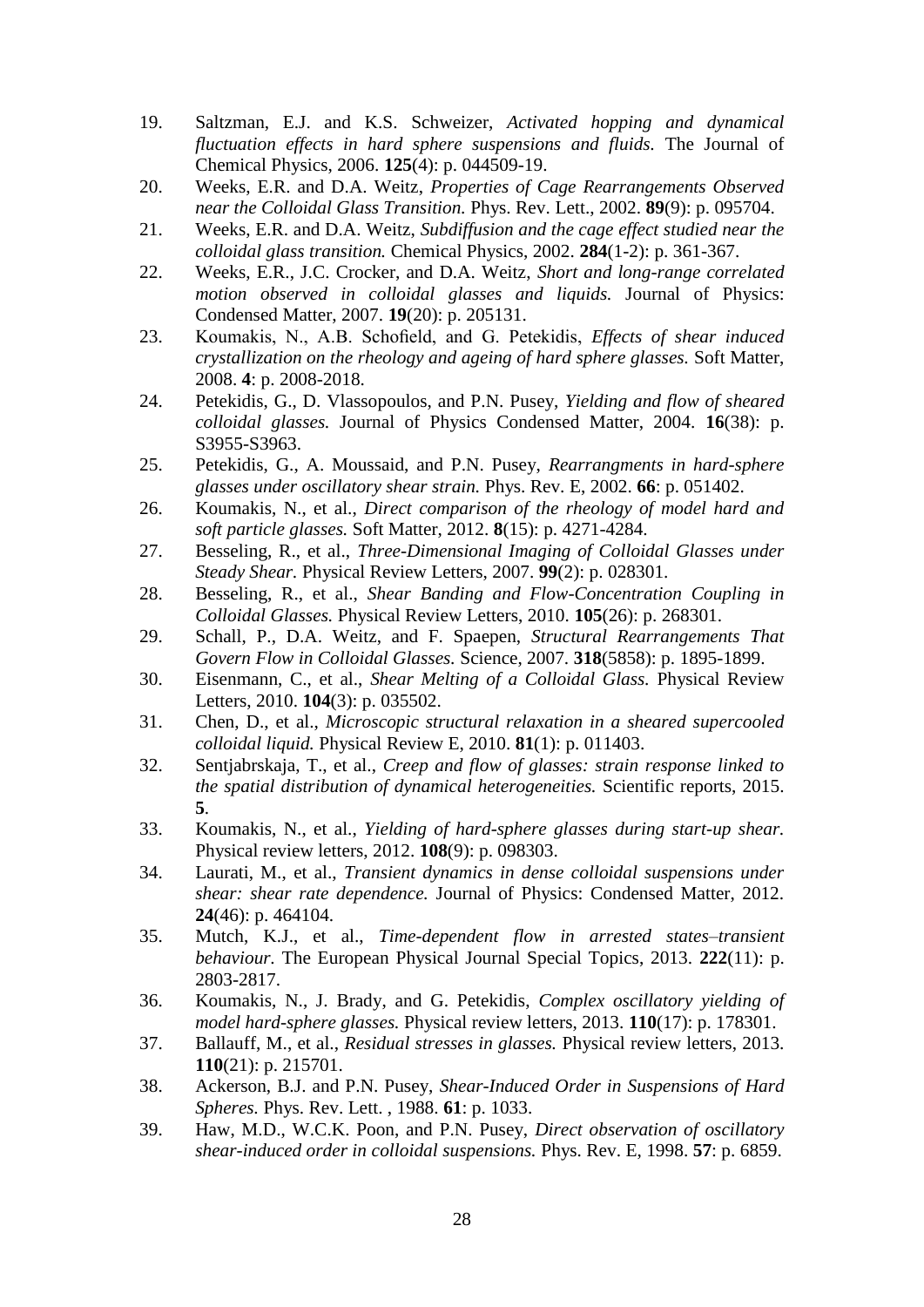19. Saltzman, E.J. and K.S. Schweizer, *Activated hopping and dynamical fluctuation effects in hard sphere suspensions and fluids.* The Journal of Chemical Physics, 2006. **125**(4): p. 044509-19.
20. Weeks, E.R. and D.A. Weitz, *Properties of Cage Rearrangements Observed near the Colloidal Glass Transition.* Phys. Rev. Lett., 2002. **89**(9): p. 095704.
21. Weeks, E.R. and D.A. Weitz, *Subdiffusion and the cage effect studied near the colloidal glass transition.* Chemical Physics, 2002. **284**(1-2): p. 361-367.
22. Weeks, E.R., J.C. Crocker, and D.A. Weitz, *Short and long-range correlated motion observed in colloidal glasses and liquids.* Journal of Physics: Condensed Matter, 2007. **19**(20): p. 205131.
23. Koumakis, N., A.B. Schofield, and G. Petekidis, *Effects of shear induced crystallization on the rheology and ageing of hard sphere glasses.* Soft Matter, 2008. **4**: p. 2008-2018.
24. Petekidis, G., D. Vlassopoulos, and P.N. Pusey, *Yielding and flow of sheared colloidal glasses.* Journal of Physics Condensed Matter, 2004. **16**(38): p. S3955-S3963.
25. Petekidis, G., A. Moussaid, and P.N. Pusey, *Rearrangments in hard-sphere glasses under oscillatory shear strain.* Phys. Rev. E, 2002. **66**: p. 051402.
26. Koumakis, N., et al., *Direct comparison of the rheology of model hard and soft particle glasses.* Soft Matter, 2012. **8**(15): p. 4271-4284.
27. Besseling, R., et al., *Three-Dimensional Imaging of Colloidal Glasses under Steady Shear.* Physical Review Letters, 2007. **99**(2): p. 028301.
28. Besseling, R., et al., *Shear Banding and Flow-Concentration Coupling in Colloidal Glasses.* Physical Review Letters, 2010. **105**(26): p. 268301.
29. Schall, P., D.A. Weitz, and F. Spaepen, *Structural Rearrangements That Govern Flow in Colloidal Glasses.* Science, 2007. **318**(5858): p. 1895-1899.
30. Eisenmann, C., et al., *Shear Melting of a Colloidal Glass.* Physical Review Letters, 2010. **104**(3): p. 035502.
31. Chen, D., et al., *Microscopic structural relaxation in a sheared supercooled colloidal liquid.* Physical Review E, 2010. **81**(1): p. 011403.
32. Sentjabrskaja, T., et al., *Creep and flow of glasses: strain response linked to the spatial distribution of dynamical heterogeneities.* Scientific reports, 2015. **5**.
33. Koumakis, N., et al., *Yielding of hard-sphere glasses during start-up shear.* Physical review letters, 2012. **108**(9): p. 098303.
34. Laurati, M., et al., *Transient dynamics in dense colloidal suspensions under shear: shear rate dependence.* Journal of Physics: Condensed Matter, 2012. **24**(46): p. 464104.
35. Mutch, K.J., et al., *Time-dependent flow in arrested states–transient behaviour.* The European Physical Journal Special Topics, 2013. **222**(11): p. 2803-2817.
36. Koumakis, N., J. Brady, and G. Petekidis, *Complex oscillatory yielding of model hard-sphere glasses.* Physical review letters, 2013. **110**(17): p. 178301.
37. Ballauff, M., et al., *Residual stresses in glasses.* Physical review letters, 2013. **110**(21): p. 215701.
38. Ackerson, B.J. and P.N. Pusey, *Shear-Induced Order in Suspensions of Hard Spheres.* Phys. Rev. Lett. , 1988. **61**: p. 1033.
39. Haw, M.D., W.C.K. Poon, and P.N. Pusey, *Direct observation of oscillatory shear-induced order in colloidal suspensions.* Phys. Rev. E, 1998. **57**: p. 6859.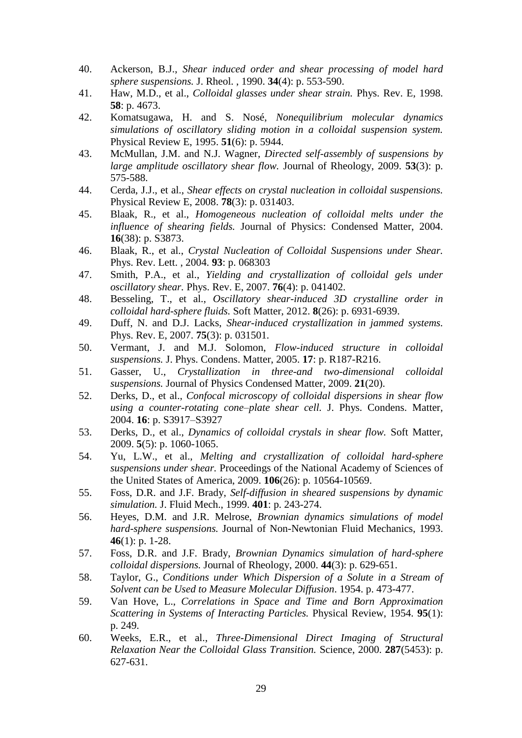40. Ackerson, B.J., *Shear induced order and shear processing of model hard sphere suspensions.* J. Rheol. , 1990. **34**(4): p. 553-590.
41. Haw, M.D., et al., *Colloidal glasses under shear strain.* Phys. Rev. E, 1998. **58**: p. 4673.
42. Komatsugawa, H. and S. Nosé, *Nonequilibrium molecular dynamics simulations of oscillatory sliding motion in a colloidal suspension system.* Physical Review E, 1995. **51**(6): p. 5944.
43. McMullan, J.M. and N.J. Wagner, *Directed self-assembly of suspensions by large amplitude oscillatory shear flow.* Journal of Rheology, 2009. **53**(3): p. 575-588.
44. Cerda, J.J., et al., *Shear effects on crystal nucleation in colloidal suspensions.* Physical Review E, 2008. **78**(3): p. 031403.
45. Blaak, R., et al., *Homogeneous nucleation of colloidal melts under the influence of shearing fields.* Journal of Physics: Condensed Matter, 2004. **16**(38): p. S3873.
46. Blaak, R., et al., *Crystal Nucleation of Colloidal Suspensions under Shear.* Phys. Rev. Lett. , 2004. **93**: p. 068303
47. Smith, P.A., et al., *Yielding and crystallization of colloidal gels under oscillatory shear.* Phys. Rev. E, 2007. **76**(4): p. 041402.
48. Besseling, T., et al., *Oscillatory shear-induced 3D crystalline order in colloidal hard-sphere fluids.* Soft Matter, 2012. **8**(26): p. 6931-6939.
49. Duff, N. and D.J. Lacks, *Shear-induced crystallization in jammed systems.* Phys. Rev. E, 2007. **75**(3): p. 031501.
50. Vermant, J. and M.J. Solomon, *Flow-induced structure in colloidal suspensions.* J. Phys. Condens. Matter, 2005. **17**: p. R187-R216.
51. Gasser, U., *Crystallization in three-and two-dimensional colloidal suspensions.* Journal of Physics Condensed Matter, 2009. **21**(20).
52. Derks, D., et al., *Confocal microscopy of colloidal dispersions in shear flow using a counter-rotating cone–plate shear cell.* J. Phys. Condens. Matter, 2004. **16**: p. S3917–S3927
53. Derks, D., et al., *Dynamics of colloidal crystals in shear flow.* Soft Matter, 2009. **5**(5): p. 1060-1065.
54. Yu, L.W., et al., *Melting and crystallization of colloidal hard-sphere suspensions under shear.* Proceedings of the National Academy of Sciences of the United States of America, 2009. **106**(26): p. 10564-10569.
55. Foss, D.R. and J.F. Brady, *Self-diffusion in sheared suspensions by dynamic simulation.* J. Fluid Mech., 1999. **401**: p. 243-274.
56. Heyes, D.M. and J.R. Melrose, *Brownian dynamics simulations of model hard-sphere suspensions.* Journal of Non-Newtonian Fluid Mechanics, 1993. **46**(1): p. 1-28.
57. Foss, D.R. and J.F. Brady, *Brownian Dynamics simulation of hard-sphere colloidal dispersions.* Journal of Rheology, 2000. **44**(3): p. 629-651.
58. Taylor, G., *Conditions under Which Dispersion of a Solute in a Stream of Solvent can be Used to Measure Molecular Diffusion*. 1954. p. 473-477.
59. Van Hove, L., *Correlations in Space and Time and Born Approximation Scattering in Systems of Interacting Particles.* Physical Review, 1954. **95**(1): p. 249.
60. Weeks, E.R., et al., *Three-Dimensional Direct Imaging of Structural Relaxation Near the Colloidal Glass Transition.* Science, 2000. **287**(5453): p. 627-631.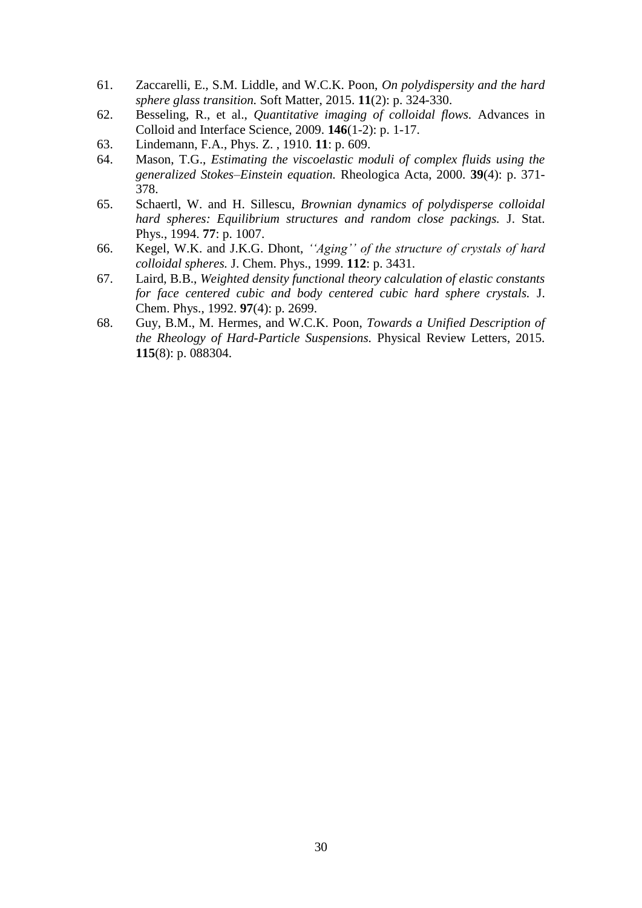61. Zaccarelli, E., S.M. Liddle, and W.C.K. Poon, *On polydispersity and the hard sphere glass transition.* Soft Matter, 2015. **11**(2): p. 324-330.
62. Besseling, R., et al., *Quantitative imaging of colloidal flows.* Advances in Colloid and Interface Science, 2009. **146**(1-2): p. 1-17.
63. Lindemann, F.A., Phys. Z. , 1910. **11**: p. 609.
64. Mason, T.G., *Estimating the viscoelastic moduli of complex fluids using the generalized Stokes–Einstein equation.* Rheologica Acta, 2000. **39**(4): p. 371-378.
65. Schaertl, W. and H. Sillescu, *Brownian dynamics of polydisperse colloidal hard spheres: Equilibrium structures and random close packings.* J. Stat. Phys., 1994. **77**: p. 1007.
66. Kegel, W.K. and J.K.G. Dhont, *''Aging'' of the structure of crystals of hard colloidal spheres.* J. Chem. Phys., 1999. **112**: p. 3431.
67. Laird, B.B., *Weighted density functional theory calculation of elastic constants for face centered cubic and body centered cubic hard sphere crystals.* J. Chem. Phys., 1992. **97**(4): p. 2699.
68. Guy, B.M., M. Hermes, and W.C.K. Poon, *Towards a Unified Description of the Rheology of Hard-Particle Suspensions.* Physical Review Letters, 2015. **115**(8): p. 088304.